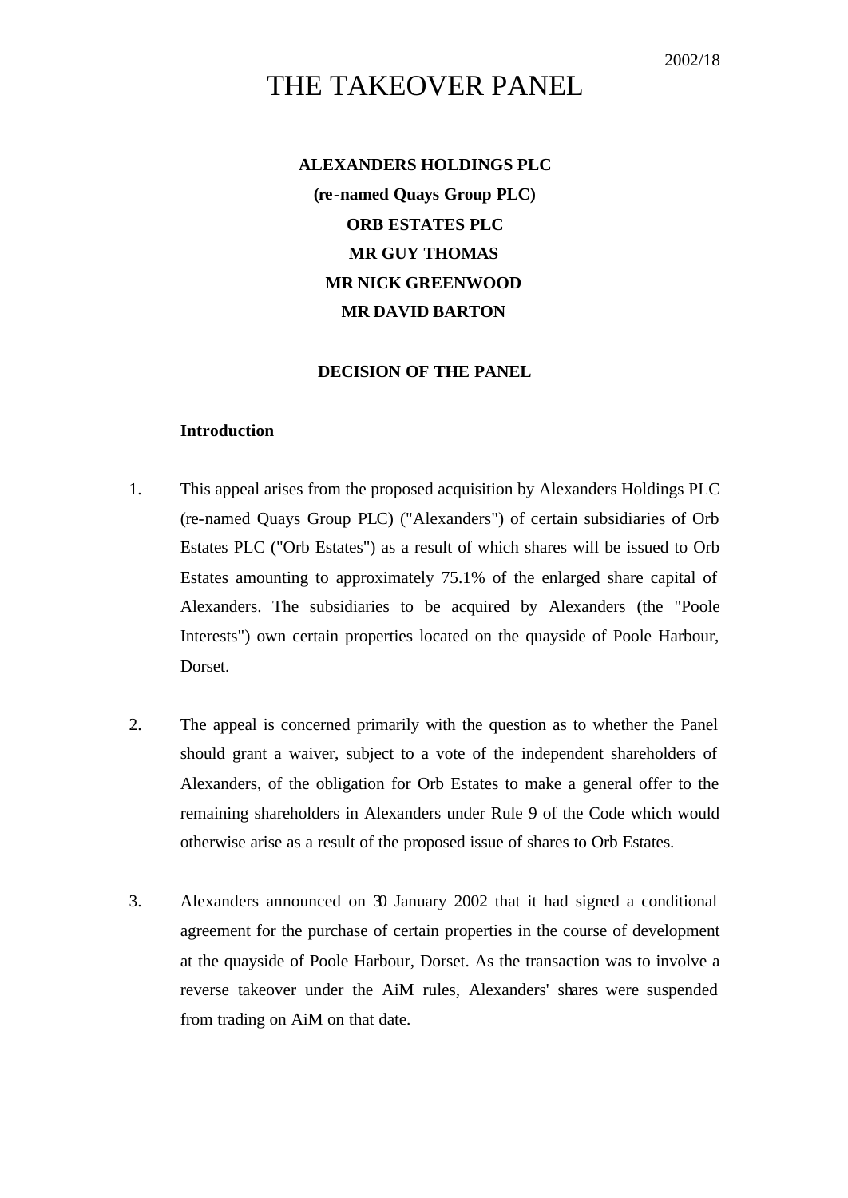2002/18

# THE TAKEOVER PANEL

**ALEXANDERS HOLDINGS PLC**

**(re-named Quays Group PLC)**

**ORB ESTATES PLC**

**MR GUY THOMAS**

**MR NICK GREENWOOD**

**MR DAVID BARTON**

**DECISION OF THE PANEL**

## Introduction

1. This appeal arises from the proposed acquisition by Alexanders Holdings PLC (re-named Quays Group PLC) ("Alexanders") of certain subsidiaries of Orb Estates PLC ("Orb Estates") as a result of which shares will be issued to Orb Estates amounting to approximately 75.1% of the enlarged share capital of Alexanders. The subsidiaries to be acquired by Alexanders (the "Poole Interests") own certain properties located on the quayside of Poole Harbour, Dorset.

2. The appeal is concerned primarily with the question as to whether the Panel should grant a waiver, subject to a vote of the independent shareholders of Alexanders, of the obligation for Orb Estates to make a general offer to the remaining shareholders in Alexanders under Rule 9 of the Code which would otherwise arise as a result of the proposed issue of shares to Orb Estates.

3. Alexanders announced on 30 January 2002 that it had signed a conditional agreement for the purchase of certain properties in the course of development at the quayside of Poole Harbour, Dorset. As the transaction was to involve a reverse takeover under the AiM rules, Alexanders' shares were suspended from trading on AiM on that date.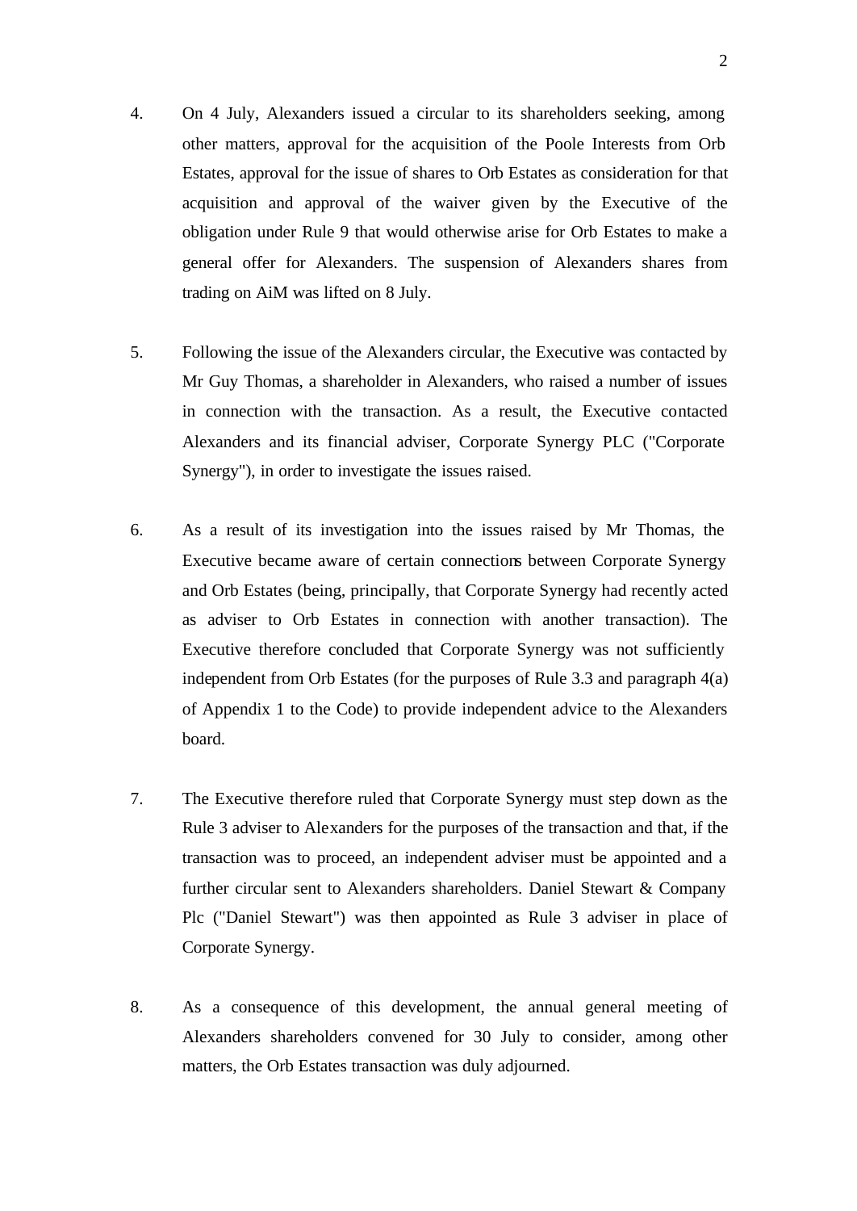4. On 4 July, Alexanders issued a circular to its shareholders seeking, among other matters, approval for the acquisition of the Poole Interests from Orb Estates, approval for the issue of shares to Orb Estates as consideration for that acquisition and approval of the waiver given by the Executive of the obligation under Rule 9 that would otherwise arise for Orb Estates to make a general offer for Alexanders. The suspension of Alexanders shares from trading on AiM was lifted on 8 July.

5. Following the issue of the Alexanders circular, the Executive was contacted by Mr Guy Thomas, a shareholder in Alexanders, who raised a number of issues in connection with the transaction. As a result, the Executive contacted Alexanders and its financial adviser, Corporate Synergy PLC ("Corporate Synergy"), in order to investigate the issues raised.

6. As a result of its investigation into the issues raised by Mr Thomas, the Executive became aware of certain connections between Corporate Synergy and Orb Estates (being, principally, that Corporate Synergy had recently acted as adviser to Orb Estates in connection with another transaction). The Executive therefore concluded that Corporate Synergy was not sufficiently independent from Orb Estates (for the purposes of Rule 3.3 and paragraph 4(a) of Appendix 1 to the Code) to provide independent advice to the Alexanders board.

7. The Executive therefore ruled that Corporate Synergy must step down as the Rule 3 adviser to Alexanders for the purposes of the transaction and that, if the transaction was to proceed, an independent adviser must be appointed and a further circular sent to Alexanders shareholders. Daniel Stewart & Company Plc ("Daniel Stewart") was then appointed as Rule 3 adviser in place of Corporate Synergy.

8. As a consequence of this development, the annual general meeting of Alexanders shareholders convened for 30 July to consider, among other matters, the Orb Estates transaction was duly adjourned.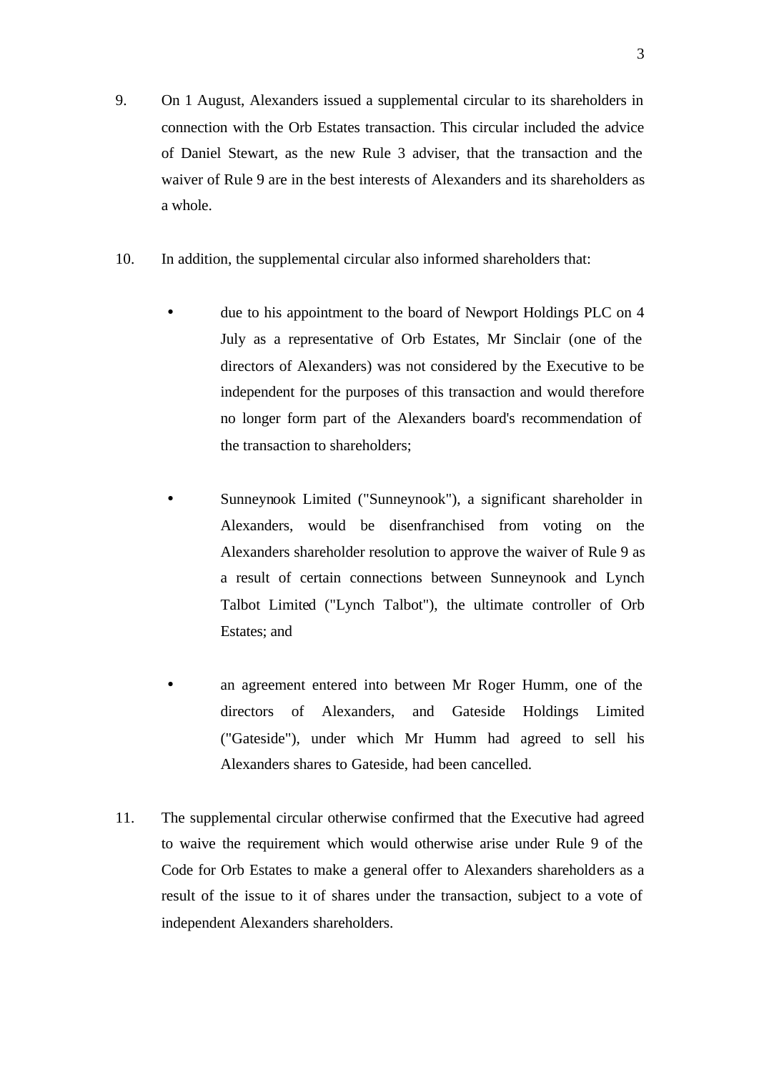9. On 1 August, Alexanders issued a supplemental circular to its shareholders in connection with the Orb Estates transaction. This circular included the advice of Daniel Stewart, as the new Rule 3 adviser, that the transaction and the waiver of Rule 9 are in the best interests of Alexanders and its shareholders as a whole.

10. In addition, the supplemental circular also informed shareholders that:

   - due to his appointment to the board of Newport Holdings PLC on 4 July as a representative of Orb Estates, Mr Sinclair (one of the directors of Alexanders) was not considered by the Executive to be independent for the purposes of this transaction and would therefore no longer form part of the Alexanders board's recommendation of the transaction to shareholders;

   - Sunneynook Limited ("Sunneynook"), a significant shareholder in Alexanders, would be disenfranchised from voting on the Alexanders shareholder resolution to approve the waiver of Rule 9 as a result of certain connections between Sunneynook and Lynch Talbot Limited ("Lynch Talbot"), the ultimate controller of Orb Estates; and

   - an agreement entered into between Mr Roger Humm, one of the directors of Alexanders, and Gateside Holdings Limited ("Gateside"), under which Mr Humm had agreed to sell his Alexanders shares to Gateside, had been cancelled.

11. The supplemental circular otherwise confirmed that the Executive had agreed to waive the requirement which would otherwise arise under Rule 9 of the Code for Orb Estates to make a general offer to Alexanders shareholders as a result of the issue to it of shares under the transaction, subject to a vote of independent Alexanders shareholders.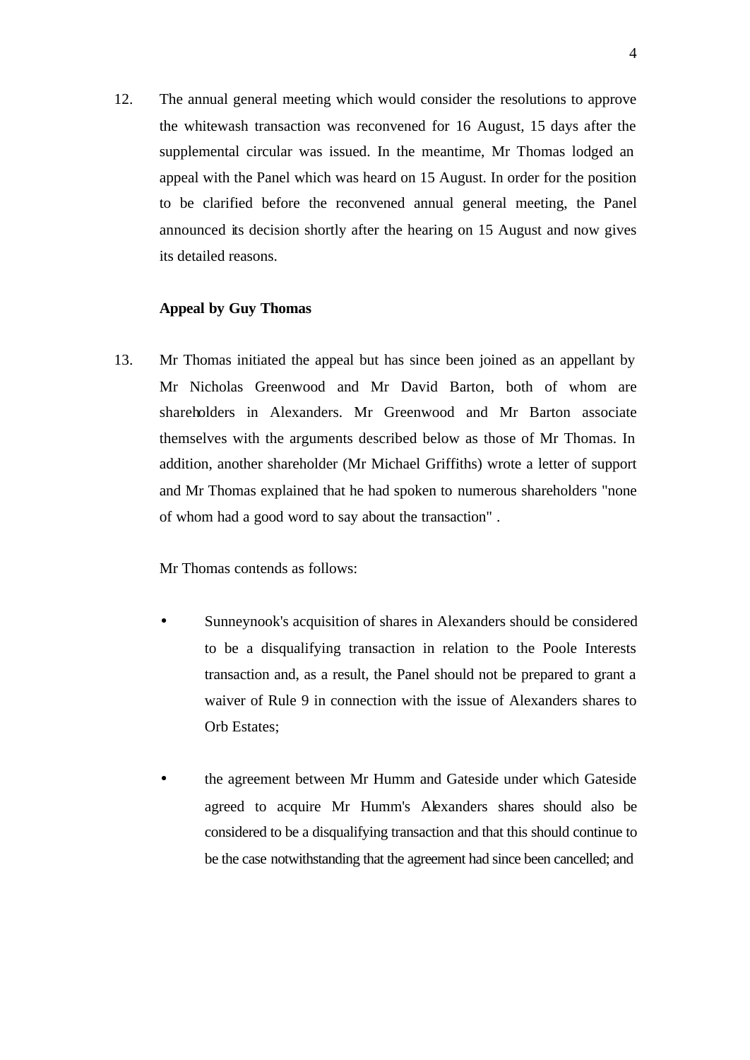12. The annual general meeting which would consider the resolutions to approve the whitewash transaction was reconvened for 16 August, 15 days after the supplemental circular was issued. In the meantime, Mr Thomas lodged an appeal with the Panel which was heard on 15 August. In order for the position to be clarified before the reconvened annual general meeting, the Panel announced its decision shortly after the hearing on 15 August and now gives its detailed reasons.

**Appeal by Guy Thomas**

13. Mr Thomas initiated the appeal but has since been joined as an appellant by Mr Nicholas Greenwood and Mr David Barton, both of whom are shareholders in Alexanders. Mr Greenwood and Mr Barton associate themselves with the arguments described below as those of Mr Thomas. In addition, another shareholder (Mr Michael Griffiths) wrote a letter of support and Mr Thomas explained that he had spoken to numerous shareholders "none of whom had a good word to say about the transaction" .

Mr Thomas contends as follows:

- Sunneynook's acquisition of shares in Alexanders should be considered to be a disqualifying transaction in relation to the Poole Interests transaction and, as a result, the Panel should not be prepared to grant a waiver of Rule 9 in connection with the issue of Alexanders shares to Orb Estates;

- the agreement between Mr Humm and Gateside under which Gateside agreed to acquire Mr Humm's Alexanders shares should also be considered to be a disqualifying transaction and that this should continue to be the case notwithstanding that the agreement had since been cancelled; and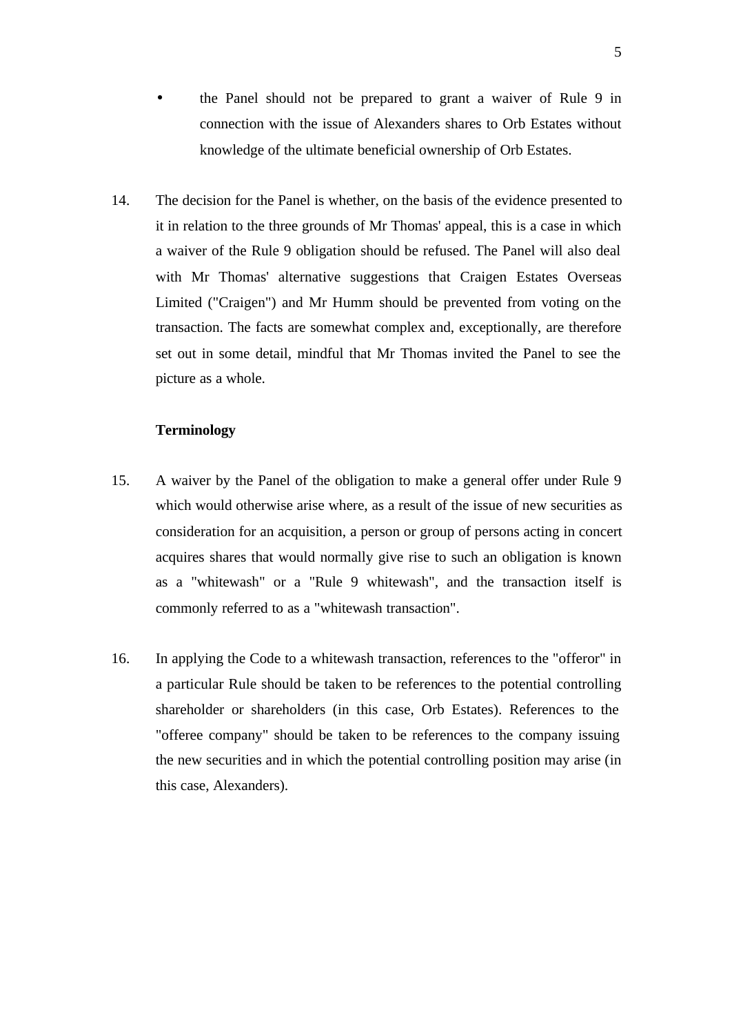- the Panel should not be prepared to grant a waiver of Rule 9 in connection with the issue of Alexanders shares to Orb Estates without knowledge of the ultimate beneficial ownership of Orb Estates.

14. The decision for the Panel is whether, on the basis of the evidence presented to it in relation to the three grounds of Mr Thomas' appeal, this is a case in which a waiver of the Rule 9 obligation should be refused. The Panel will also deal with Mr Thomas' alternative suggestions that Craigen Estates Overseas Limited ("Craigen") and Mr Humm should be prevented from voting on the transaction. The facts are somewhat complex and, exceptionally, are therefore set out in some detail, mindful that Mr Thomas invited the Panel to see the picture as a whole.

**Terminology**

15. A waiver by the Panel of the obligation to make a general offer under Rule 9 which would otherwise arise where, as a result of the issue of new securities as consideration for an acquisition, a person or group of persons acting in concert acquires shares that would normally give rise to such an obligation is known as a "whitewash" or a "Rule 9 whitewash", and the transaction itself is commonly referred to as a "whitewash transaction".

16. In applying the Code to a whitewash transaction, references to the "offeror" in a particular Rule should be taken to be references to the potential controlling shareholder or shareholders (in this case, Orb Estates). References to the "offeree company" should be taken to be references to the company issuing the new securities and in which the potential controlling position may arise (in this case, Alexanders).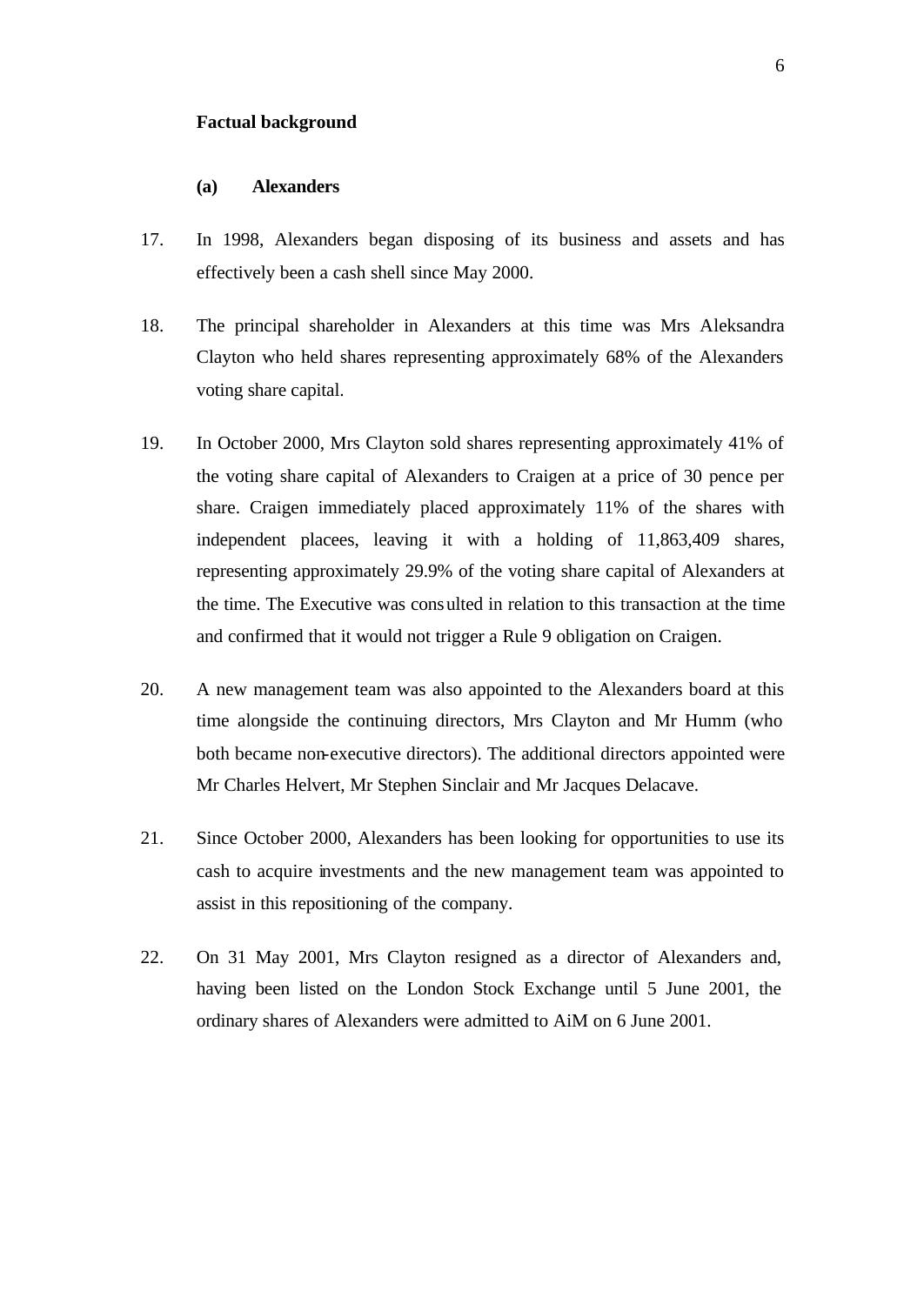**Factual background**

**(a) Alexanders**

17. In 1998, Alexanders began disposing of its business and assets and has effectively been a cash shell since May 2000.

18. The principal shareholder in Alexanders at this time was Mrs Aleksandra Clayton who held shares representing approximately 68% of the Alexanders voting share capital.

19. In October 2000, Mrs Clayton sold shares representing approximately 41% of the voting share capital of Alexanders to Craigen at a price of 30 pence per share. Craigen immediately placed approximately 11% of the shares with independent placees, leaving it with a holding of 11,863,409 shares, representing approximately 29.9% of the voting share capital of Alexanders at the time. The Executive was consulted in relation to this transaction at the time and confirmed that it would not trigger a Rule 9 obligation on Craigen.

20. A new management team was also appointed to the Alexanders board at this time alongside the continuing directors, Mrs Clayton and Mr Humm (who both became non-executive directors). The additional directors appointed were Mr Charles Helvert, Mr Stephen Sinclair and Mr Jacques Delacave.

21. Since October 2000, Alexanders has been looking for opportunities to use its cash to acquire investments and the new management team was appointed to assist in this repositioning of the company.

22. On 31 May 2001, Mrs Clayton resigned as a director of Alexanders and, having been listed on the London Stock Exchange until 5 June 2001, the ordinary shares of Alexanders were admitted to AiM on 6 June 2001.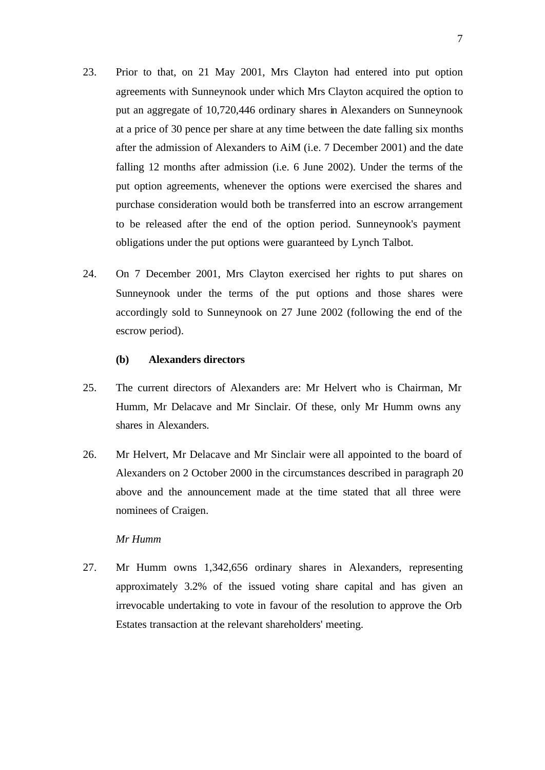23. Prior to that, on 21 May 2001, Mrs Clayton had entered into put option agreements with Sunneynook under which Mrs Clayton acquired the option to put an aggregate of 10,720,446 ordinary shares in Alexanders on Sunneynook at a price of 30 pence per share at any time between the date falling six months after the admission of Alexanders to AiM (i.e. 7 December 2001) and the date falling 12 months after admission (i.e. 6 June 2002). Under the terms of the put option agreements, whenever the options were exercised the shares and purchase consideration would both be transferred into an escrow arrangement to be released after the end of the option period. Sunneynook's payment obligations under the put options were guaranteed by Lynch Talbot.

24. On 7 December 2001, Mrs Clayton exercised her rights to put shares on Sunneynook under the terms of the put options and those shares were accordingly sold to Sunneynook on 27 June 2002 (following the end of the escrow period).

**(b) Alexanders directors**

25. The current directors of Alexanders are: Mr Helvert who is Chairman, Mr Humm, Mr Delacave and Mr Sinclair. Of these, only Mr Humm owns any shares in Alexanders.

26. Mr Helvert, Mr Delacave and Mr Sinclair were all appointed to the board of Alexanders on 2 October 2000 in the circumstances described in paragraph 20 above and the announcement made at the time stated that all three were nominees of Craigen.

*Mr Humm*

27. Mr Humm owns 1,342,656 ordinary shares in Alexanders, representing approximately 3.2% of the issued voting share capital and has given an irrevocable undertaking to vote in favour of the resolution to approve the Orb Estates transaction at the relevant shareholders' meeting.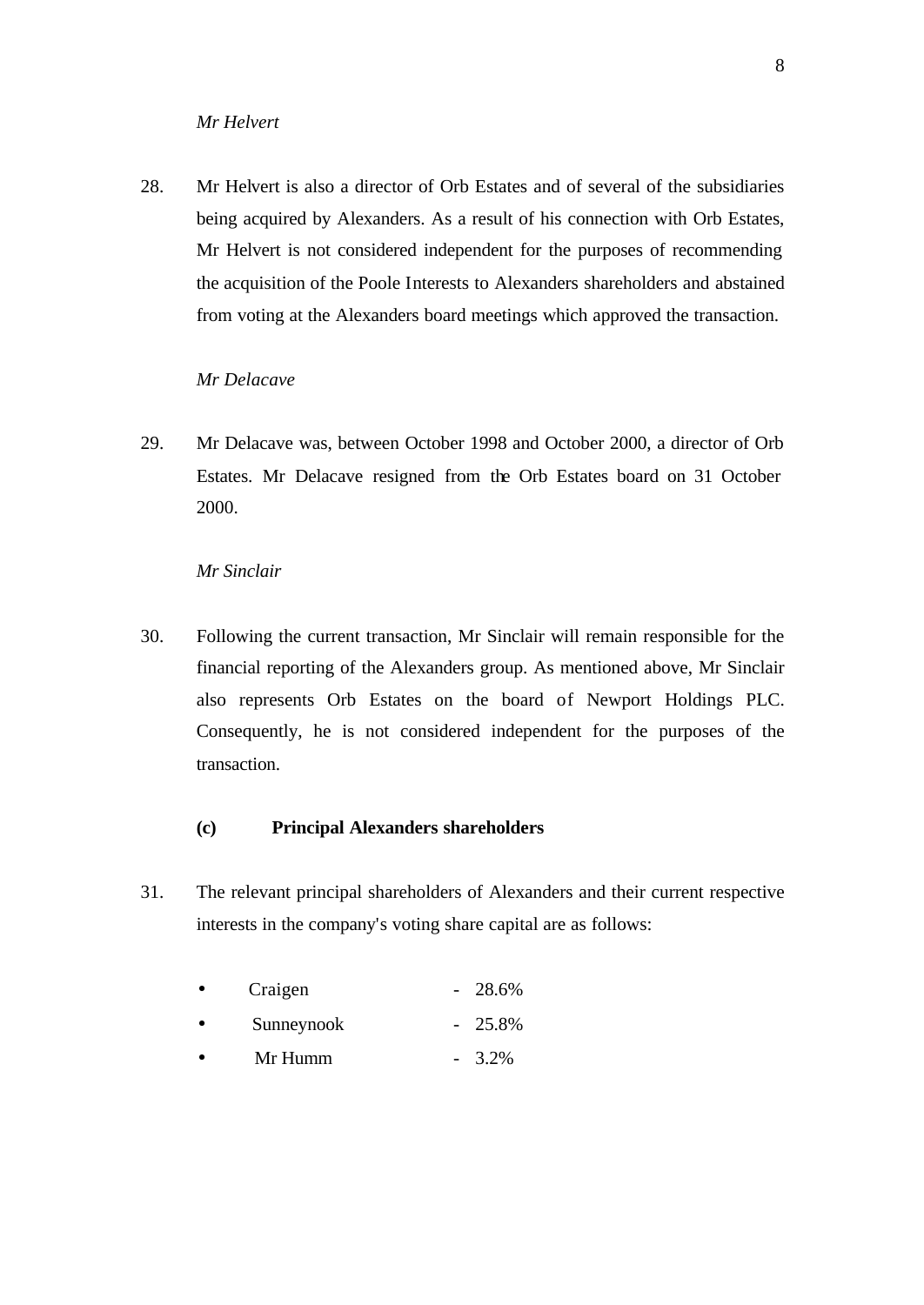*Mr Helvert*

28. Mr Helvert is also a director of Orb Estates and of several of the subsidiaries being acquired by Alexanders. As a result of his connection with Orb Estates, Mr Helvert is not considered independent for the purposes of recommending the acquisition of the Poole Interests to Alexanders shareholders and abstained from voting at the Alexanders board meetings which approved the transaction.

*Mr Delacave*

29. Mr Delacave was, between October 1998 and October 2000, a director of Orb Estates. Mr Delacave resigned from the Orb Estates board on 31 October 2000.

*Mr Sinclair*

30. Following the current transaction, Mr Sinclair will remain responsible for the financial reporting of the Alexanders group. As mentioned above, Mr Sinclair also represents Orb Estates on the board of Newport Holdings PLC. Consequently, he is not considered independent for the purposes of the transaction.

**(c) Principal Alexanders shareholders**

31. The relevant principal shareholders of Alexanders and their current respective interests in the company's voting share capital are as follows:

- Craigen - 28.6%
- Sunneynook - 25.8%
- Mr Humm - 3.2%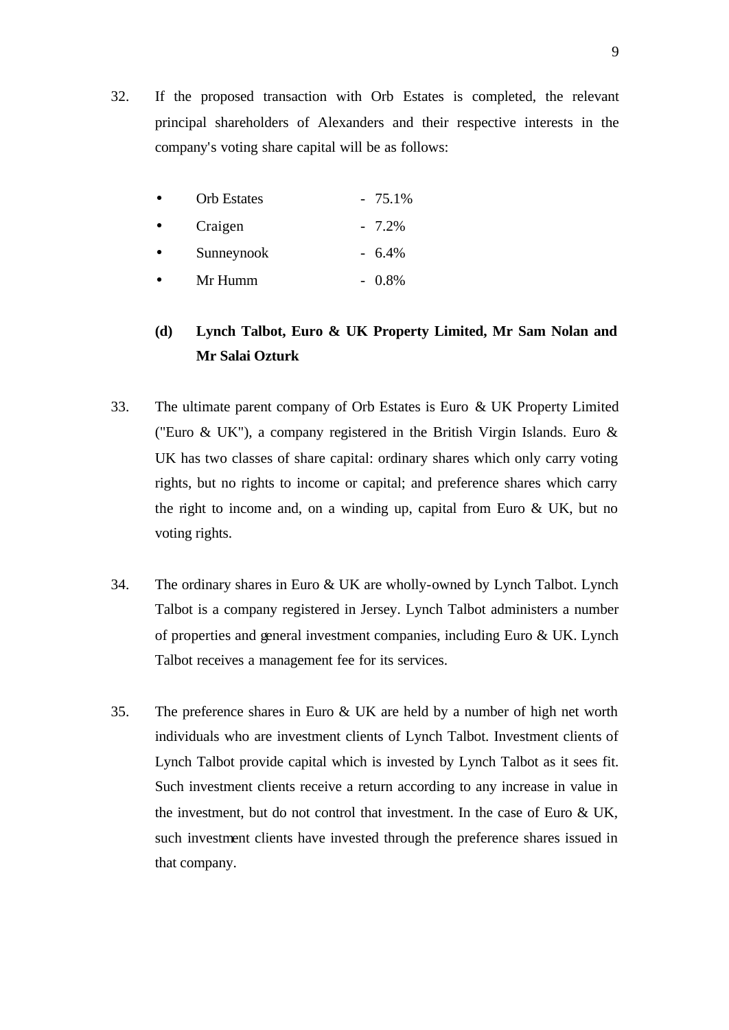32. If the proposed transaction with Orb Estates is completed, the relevant principal shareholders of Alexanders and their respective interests in the company's voting share capital will be as follows:

- Orb Estates - 75.1%
- Craigen - 7.2%
- Sunneynook - 6.4%
- Mr Humm - 0.8%

**(d) Lynch Talbot, Euro & UK Property Limited, Mr Sam Nolan and Mr Salai Ozturk**

33. The ultimate parent company of Orb Estates is Euro & UK Property Limited ("Euro & UK"), a company registered in the British Virgin Islands. Euro & UK has two classes of share capital: ordinary shares which only carry voting rights, but no rights to income or capital; and preference shares which carry the right to income and, on a winding up, capital from Euro & UK, but no voting rights.

34. The ordinary shares in Euro & UK are wholly-owned by Lynch Talbot. Lynch Talbot is a company registered in Jersey. Lynch Talbot administers a number of properties and general investment companies, including Euro & UK. Lynch Talbot receives a management fee for its services.

35. The preference shares in Euro & UK are held by a number of high net worth individuals who are investment clients of Lynch Talbot. Investment clients of Lynch Talbot provide capital which is invested by Lynch Talbot as it sees fit. Such investment clients receive a return according to any increase in value in the investment, but do not control that investment. In the case of Euro & UK, such investment clients have invested through the preference shares issued in that company.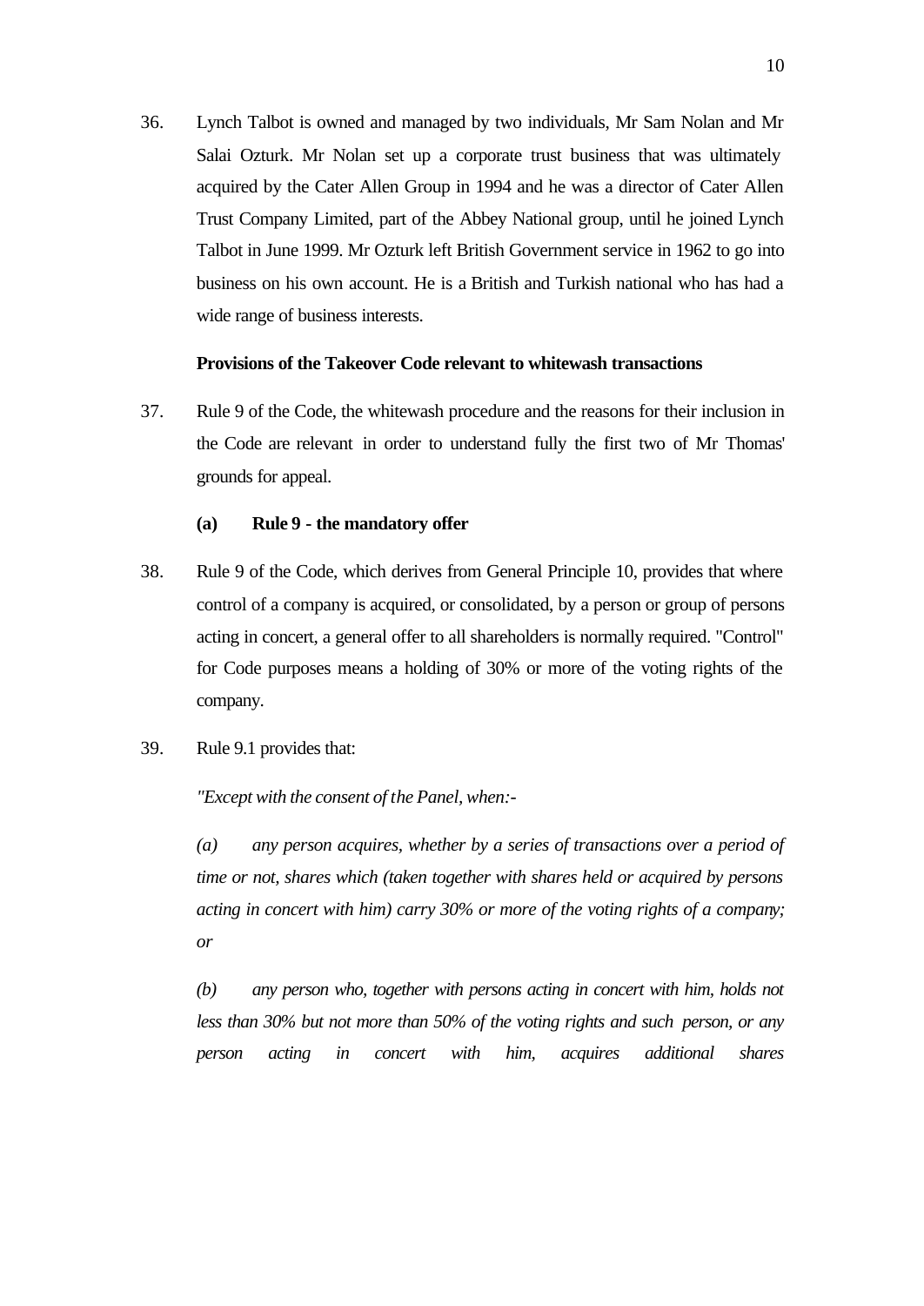36. Lynch Talbot is owned and managed by two individuals, Mr Sam Nolan and Mr Salai Ozturk. Mr Nolan set up a corporate trust business that was ultimately acquired by the Cater Allen Group in 1994 and he was a director of Cater Allen Trust Company Limited, part of the Abbey National group, until he joined Lynch Talbot in June 1999. Mr Ozturk left British Government service in 1962 to go into business on his own account. He is a British and Turkish national who has had a wide range of business interests.

**Provisions of the Takeover Code relevant to whitewash transactions**

37. Rule 9 of the Code, the whitewash procedure and the reasons for their inclusion in the Code are relevant in order to understand fully the first two of Mr Thomas' grounds for appeal.

**(a) Rule 9 - the mandatory offer**

38. Rule 9 of the Code, which derives from General Principle 10, provides that where control of a company is acquired, or consolidated, by a person or group of persons acting in concert, a general offer to all shareholders is normally required. "Control" for Code purposes means a holding of 30% or more of the voting rights of the company.

39. Rule 9.1 provides that:

*"Except with the consent of the Panel, when:-*

*(a) any person acquires, whether by a series of transactions over a period of time or not, shares which (taken together with shares held or acquired by persons acting in concert with him) carry 30% or more of the voting rights of a company; or*

*(b) any person who, together with persons acting in concert with him, holds not less than 30% but not more than 50% of the voting rights and such person, or any person acting in concert with him, acquires additional shares*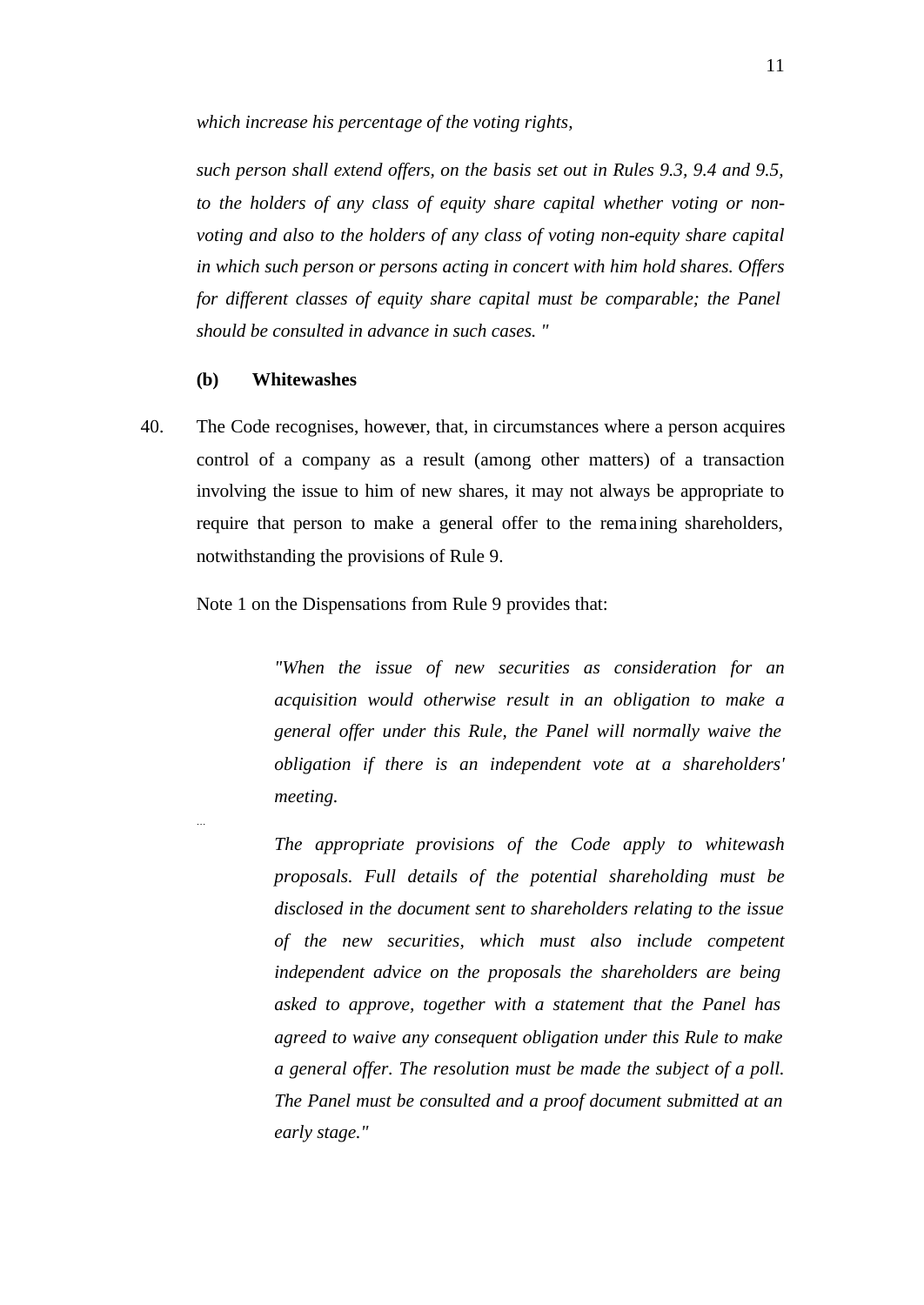*which increase his percentage of the voting rights,*

*such person shall extend offers, on the basis set out in Rules 9.3, 9.4 and 9.5, to the holders of any class of equity share capital whether voting or non-voting and also to the holders of any class of voting non-equity share capital in which such person or persons acting in concert with him hold shares. Offers for different classes of equity share capital must be comparable; the Panel should be consulted in advance in such cases. "*

**(b) Whitewashes**

40. The Code recognises, however, that, in circumstances where a person acquires control of a company as a result (among other matters) of a transaction involving the issue to him of new shares, it may not always be appropriate to require that person to make a general offer to the remaining shareholders, notwithstanding the provisions of Rule 9.

Note 1 on the Dispensations from Rule 9 provides that:

> *"When the issue of new securities as consideration for an acquisition would otherwise result in an obligation to make a general offer under this Rule, the Panel will normally waive the obligation if there is an independent vote at a shareholders' meeting.*
>
> ...
>
> *The appropriate provisions of the Code apply to whitewash proposals. Full details of the potential shareholding must be disclosed in the document sent to shareholders relating to the issue of the new securities, which must also include competent independent advice on the proposals the shareholders are being asked to approve, together with a statement that the Panel has agreed to waive any consequent obligation under this Rule to make a general offer. The resolution must be made the subject of a poll. The Panel must be consulted and a proof document submitted at an early stage."*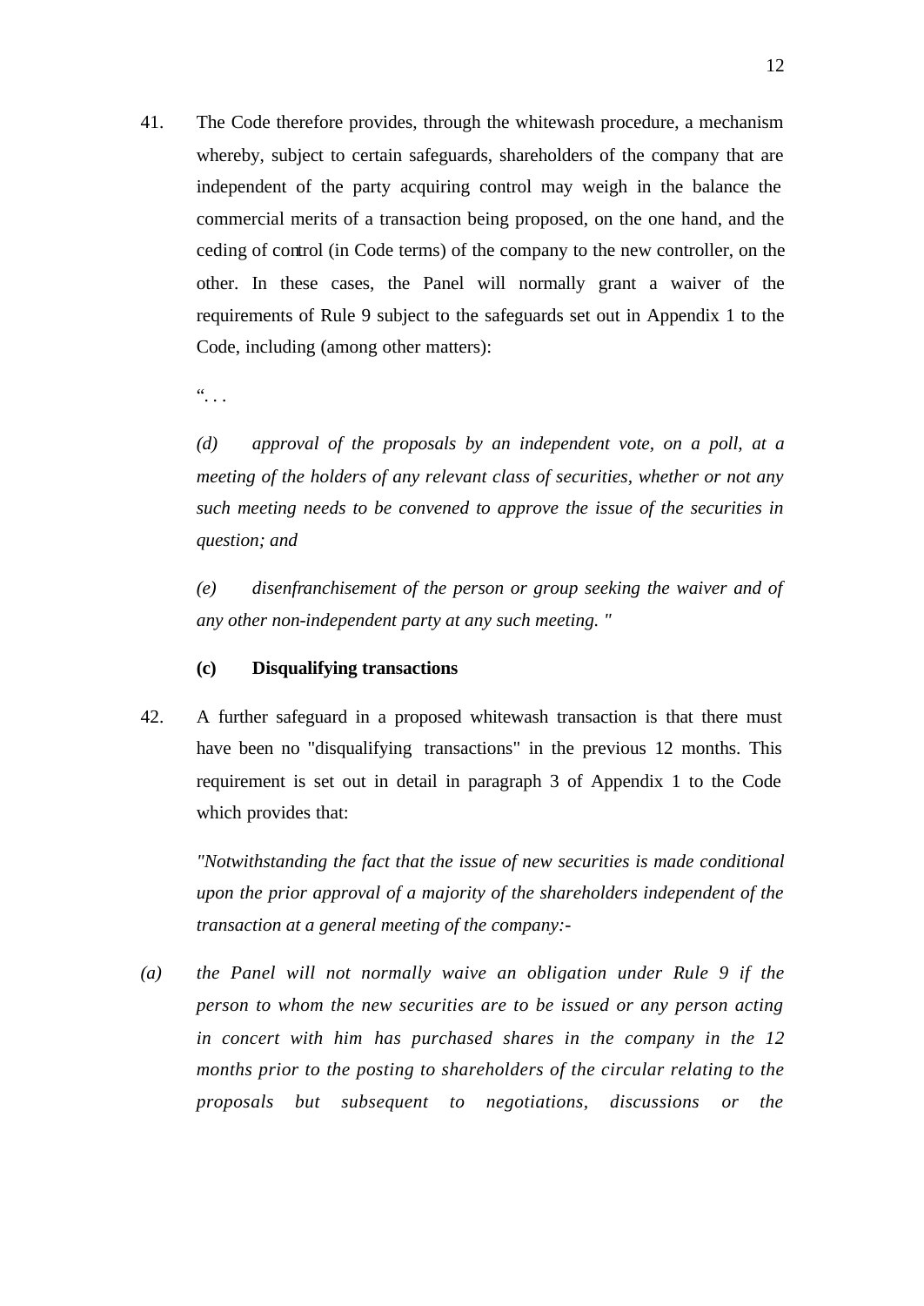41. The Code therefore provides, through the whitewash procedure, a mechanism whereby, subject to certain safeguards, shareholders of the company that are independent of the party acquiring control may weigh in the balance the commercial merits of a transaction being proposed, on the one hand, and the ceding of control (in Code terms) of the company to the new controller, on the other. In these cases, the Panel will normally grant a waiver of the requirements of Rule 9 subject to the safeguards set out in Appendix 1 to the Code, including (among other matters):

"...

*(d) approval of the proposals by an independent vote, on a poll, at a meeting of the holders of any relevant class of securities, whether or not any such meeting needs to be convened to approve the issue of the securities in question; and*

*(e) disenfranchisement of the person or group seeking the waiver and of any other non-independent party at any such meeting."*

**(c) Disqualifying transactions**

42. A further safeguard in a proposed whitewash transaction is that there must have been no "disqualifying transactions" in the previous 12 months. This requirement is set out in detail in paragraph 3 of Appendix 1 to the Code which provides that:

*"Notwithstanding the fact that the issue of new securities is made conditional upon the prior approval of a majority of the shareholders independent of the transaction at a general meeting of the company:-*

*(a) the Panel will not normally waive an obligation under Rule 9 if the person to whom the new securities are to be issued or any person acting in concert with him has purchased shares in the company in the 12 months prior to the posting to shareholders of the circular relating to the proposals but subsequent to negotiations, discussions or the*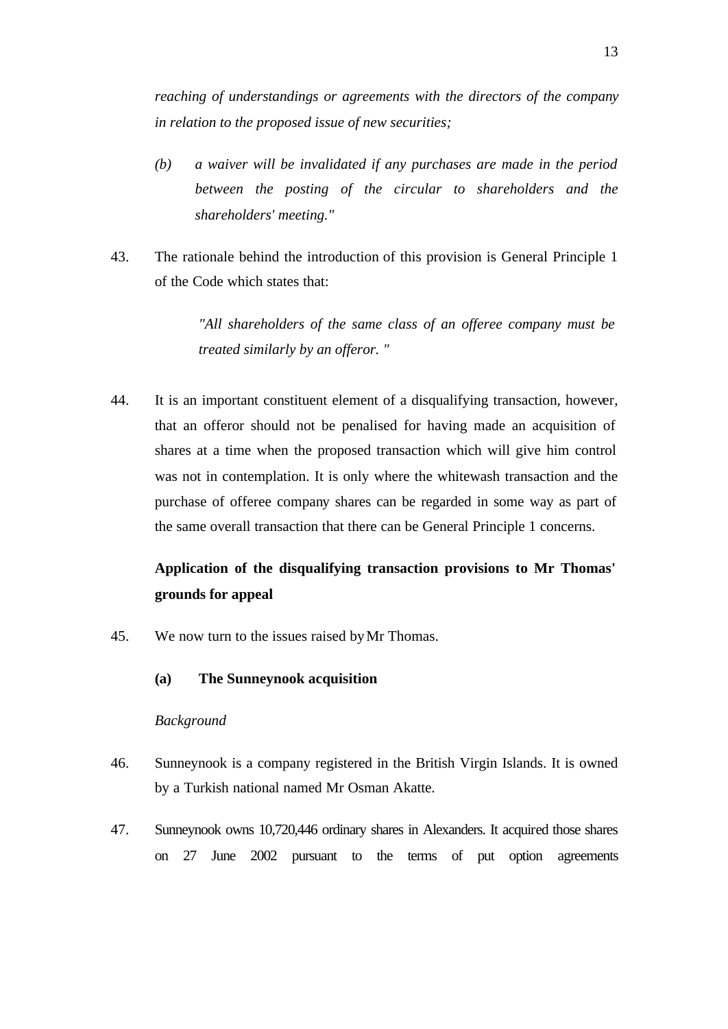*reaching of understandings or agreements with the directors of the company in relation to the proposed issue of new securities;*

*(b) a waiver will be invalidated if any purchases are made in the period between the posting of the circular to shareholders and the shareholders' meeting."*

43. The rationale behind the introduction of this provision is General Principle 1 of the Code which states that:

> *"All shareholders of the same class of an offeree company must be treated similarly by an offeror. "*

44. It is an important constituent element of a disqualifying transaction, however, that an offeror should not be penalised for having made an acquisition of shares at a time when the proposed transaction which will give him control was not in contemplation. It is only where the whitewash transaction and the purchase of offeree company shares can be regarded in some way as part of the same overall transaction that there can be General Principle 1 concerns.

**Application of the disqualifying transaction provisions to Mr Thomas' grounds for appeal**

45. We now turn to the issues raised by Mr Thomas.

**(a) The Sunneynook acquisition**

*Background*

46. Sunneynook is a company registered in the British Virgin Islands. It is owned by a Turkish national named Mr Osman Akatte.

47. Sunneynook owns 10,720,446 ordinary shares in Alexanders. It acquired those shares on 27 June 2002 pursuant to the terms of put option agreements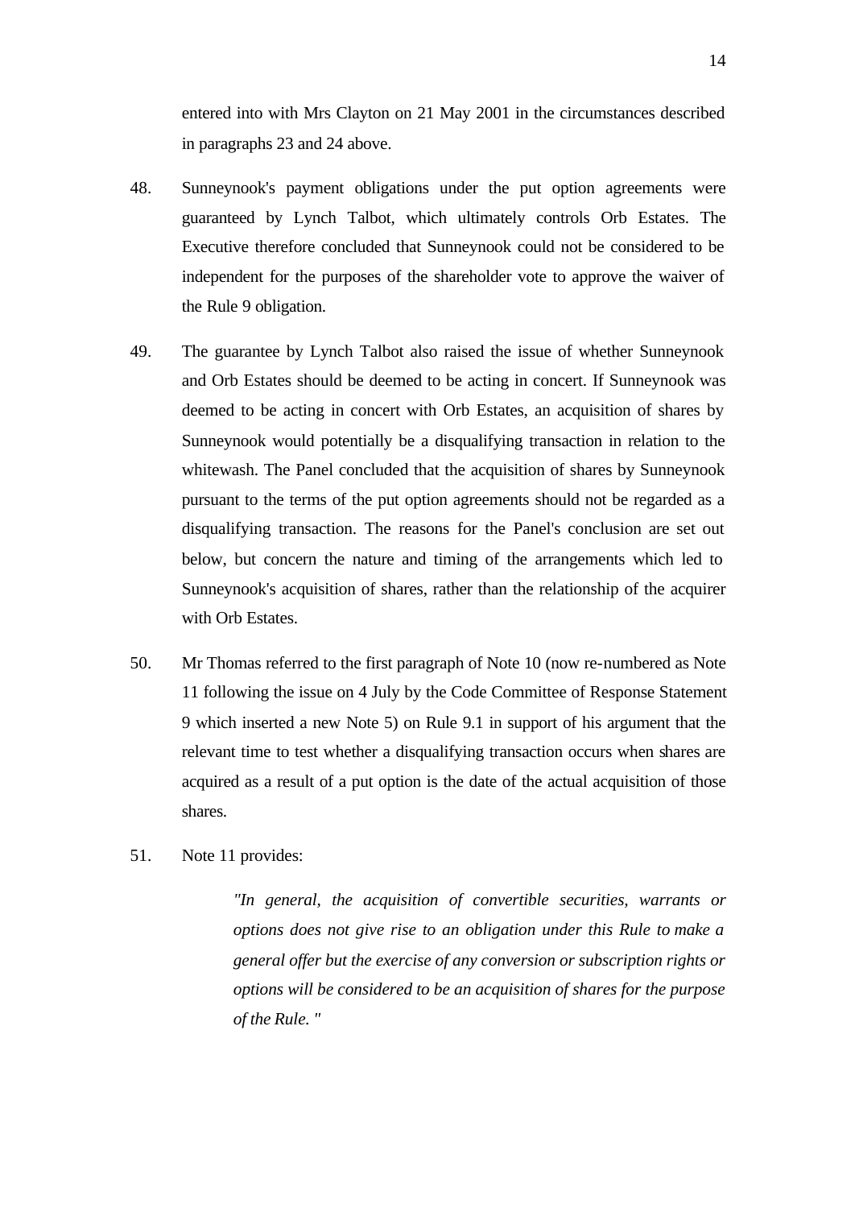entered into with Mrs Clayton on 21 May 2001 in the circumstances described in paragraphs 23 and 24 above.

48. Sunneynook's payment obligations under the put option agreements were guaranteed by Lynch Talbot, which ultimately controls Orb Estates. The Executive therefore concluded that Sunneynook could not be considered to be independent for the purposes of the shareholder vote to approve the waiver of the Rule 9 obligation.

49. The guarantee by Lynch Talbot also raised the issue of whether Sunneynook and Orb Estates should be deemed to be acting in concert. If Sunneynook was deemed to be acting in concert with Orb Estates, an acquisition of shares by Sunneynook would potentially be a disqualifying transaction in relation to the whitewash. The Panel concluded that the acquisition of shares by Sunneynook pursuant to the terms of the put option agreements should not be regarded as a disqualifying transaction. The reasons for the Panel's conclusion are set out below, but concern the nature and timing of the arrangements which led to Sunneynook's acquisition of shares, rather than the relationship of the acquirer with Orb Estates.

50. Mr Thomas referred to the first paragraph of Note 10 (now re-numbered as Note 11 following the issue on 4 July by the Code Committee of Response Statement 9 which inserted a new Note 5) on Rule 9.1 in support of his argument that the relevant time to test whether a disqualifying transaction occurs when shares are acquired as a result of a put option is the date of the actual acquisition of those shares.

51. Note 11 provides:

> *"In general, the acquisition of convertible securities, warrants or options does not give rise to an obligation under this Rule to make a general offer but the exercise of any conversion or subscription rights or options will be considered to be an acquisition of shares for the purpose of the Rule. "*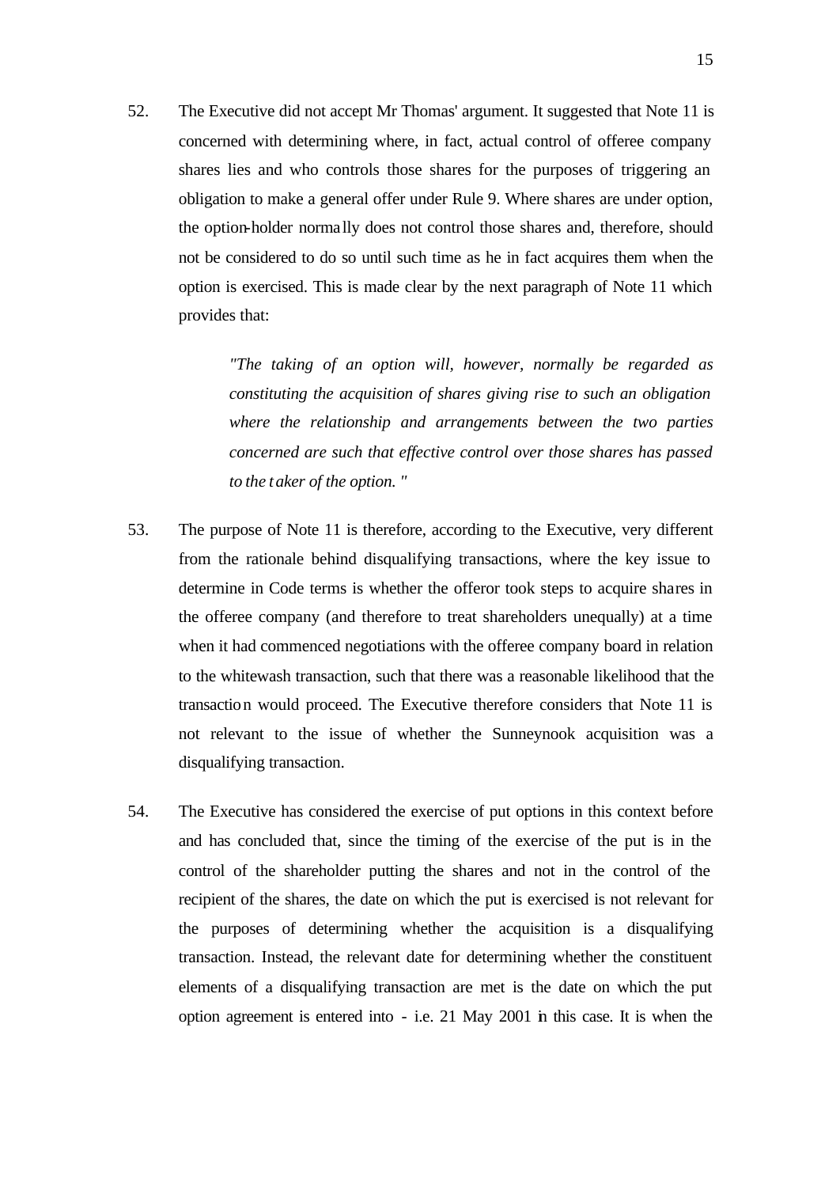52. The Executive did not accept Mr Thomas' argument. It suggested that Note 11 is concerned with determining where, in fact, actual control of offeree company shares lies and who controls those shares for the purposes of triggering an obligation to make a general offer under Rule 9. Where shares are under option, the option-holder normally does not control those shares and, therefore, should not be considered to do so until such time as he in fact acquires them when the option is exercised. This is made clear by the next paragraph of Note 11 which provides that:

   > *"The taking of an option will, however, normally be regarded as constituting the acquisition of shares giving rise to such an obligation where the relationship and arrangements between the two parties concerned are such that effective control over those shares has passed to the taker of the option."*

53. The purpose of Note 11 is therefore, according to the Executive, very different from the rationale behind disqualifying transactions, where the key issue to determine in Code terms is whether the offeror took steps to acquire shares in the offeree company (and therefore to treat shareholders unequally) at a time when it had commenced negotiations with the offeree company board in relation to the whitewash transaction, such that there was a reasonable likelihood that the transaction would proceed. The Executive therefore considers that Note 11 is not relevant to the issue of whether the Sunneynook acquisition was a disqualifying transaction.

54. The Executive has considered the exercise of put options in this context before and has concluded that, since the timing of the exercise of the put is in the control of the shareholder putting the shares and not in the control of the recipient of the shares, the date on which the put is exercised is not relevant for the purposes of determining whether the acquisition is a disqualifying transaction. Instead, the relevant date for determining whether the constituent elements of a disqualifying transaction are met is the date on which the put option agreement is entered into - i.e. 21 May 2001 in this case. It is when the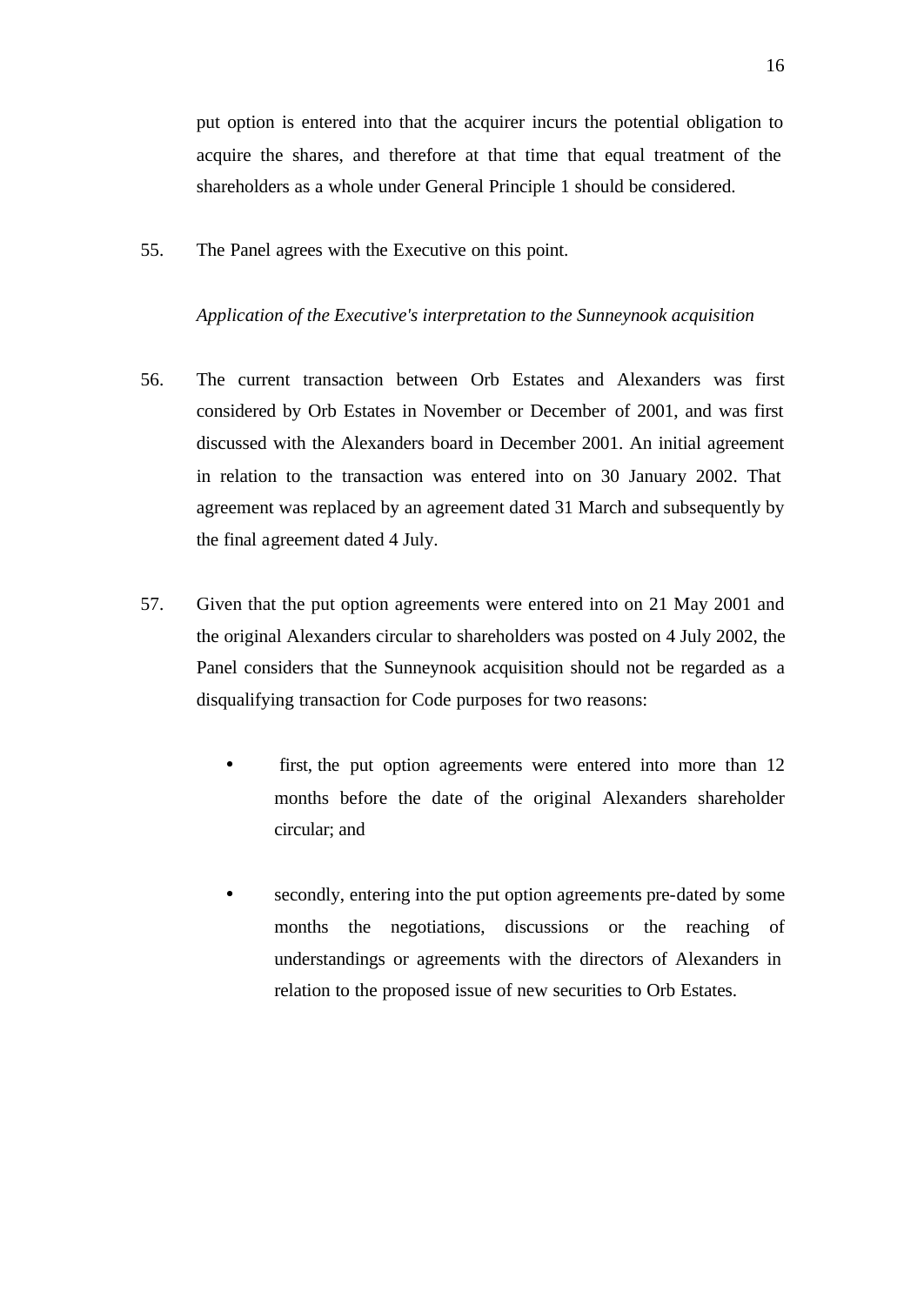put option is entered into that the acquirer incurs the potential obligation to acquire the shares, and therefore at that time that equal treatment of the shareholders as a whole under General Principle 1 should be considered.

55. The Panel agrees with the Executive on this point.

*Application of the Executive's interpretation to the Sunneynook acquisition*

56. The current transaction between Orb Estates and Alexanders was first considered by Orb Estates in November or December of 2001, and was first discussed with the Alexanders board in December 2001. An initial agreement in relation to the transaction was entered into on 30 January 2002. That agreement was replaced by an agreement dated 31 March and subsequently by the final agreement dated 4 July.

57. Given that the put option agreements were entered into on 21 May 2001 and the original Alexanders circular to shareholders was posted on 4 July 2002, the Panel considers that the Sunneynook acquisition should not be regarded as a disqualifying transaction for Code purposes for two reasons:

   - first, the put option agreements were entered into more than 12 months before the date of the original Alexanders shareholder circular; and

   - secondly, entering into the put option agreements pre-dated by some months the negotiations, discussions or the reaching of understandings or agreements with the directors of Alexanders in relation to the proposed issue of new securities to Orb Estates.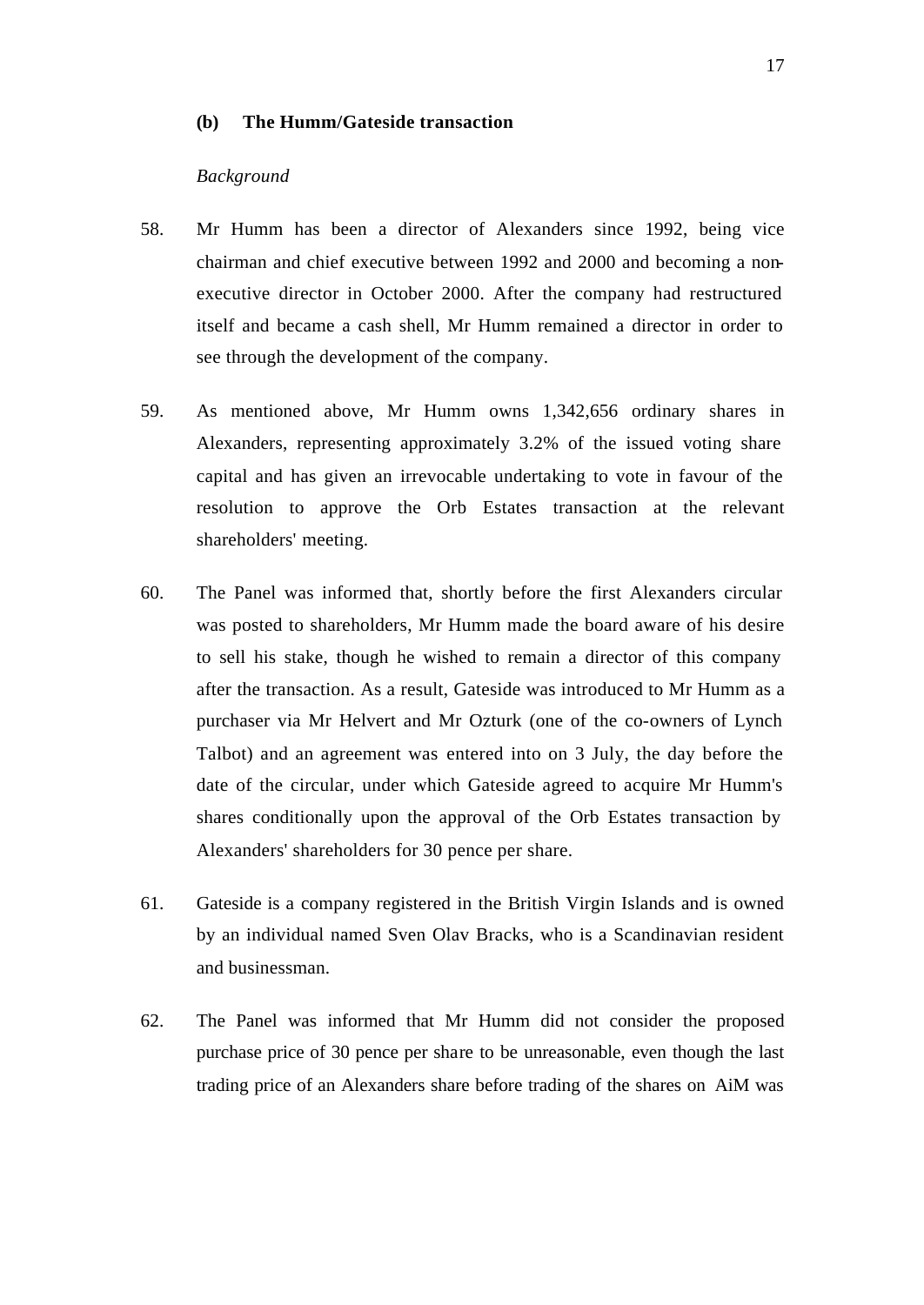### (b) The Humm/Gateside transaction

*Background*

58. Mr Humm has been a director of Alexanders since 1992, being vice chairman and chief executive between 1992 and 2000 and becoming a non-executive director in October 2000. After the company had restructured itself and became a cash shell, Mr Humm remained a director in order to see through the development of the company.

59. As mentioned above, Mr Humm owns 1,342,656 ordinary shares in Alexanders, representing approximately 3.2% of the issued voting share capital and has given an irrevocable undertaking to vote in favour of the resolution to approve the Orb Estates transaction at the relevant shareholders' meeting.

60. The Panel was informed that, shortly before the first Alexanders circular was posted to shareholders, Mr Humm made the board aware of his desire to sell his stake, though he wished to remain a director of this company after the transaction. As a result, Gateside was introduced to Mr Humm as a purchaser via Mr Helvert and Mr Ozturk (one of the co-owners of Lynch Talbot) and an agreement was entered into on 3 July, the day before the date of the circular, under which Gateside agreed to acquire Mr Humm's shares conditionally upon the approval of the Orb Estates transaction by Alexanders' shareholders for 30 pence per share.

61. Gateside is a company registered in the British Virgin Islands and is owned by an individual named Sven Olav Bracks, who is a Scandinavian resident and businessman.

62. The Panel was informed that Mr Humm did not consider the proposed purchase price of 30 pence per share to be unreasonable, even though the last trading price of an Alexanders share before trading of the shares on AiM was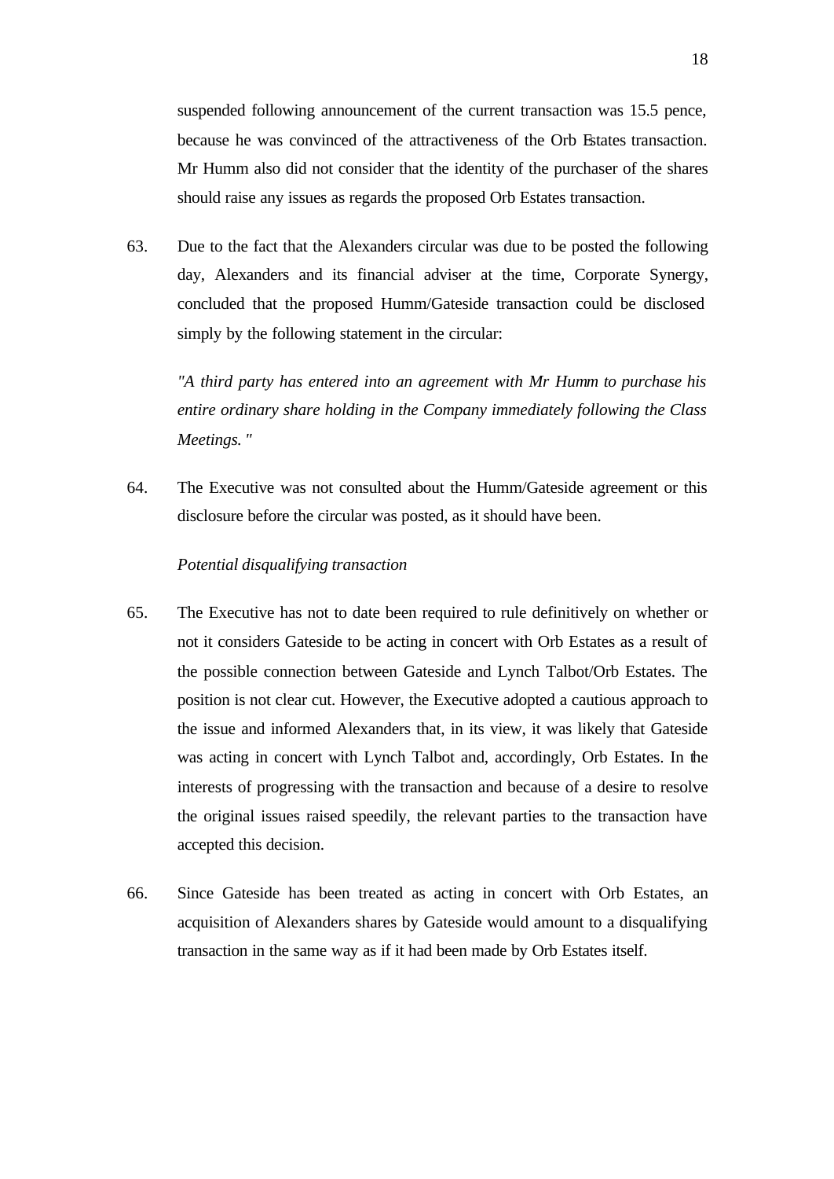suspended following announcement of the current transaction was 15.5 pence, because he was convinced of the attractiveness of the Orb Estates transaction. Mr Humm also did not consider that the identity of the purchaser of the shares should raise any issues as regards the proposed Orb Estates transaction.

63. Due to the fact that the Alexanders circular was due to be posted the following day, Alexanders and its financial adviser at the time, Corporate Synergy, concluded that the proposed Humm/Gateside transaction could be disclosed simply by the following statement in the circular:

*"A third party has entered into an agreement with Mr Humm to purchase his entire ordinary share holding in the Company immediately following the Class Meetings."*

64. The Executive was not consulted about the Humm/Gateside agreement or this disclosure before the circular was posted, as it should have been.

*Potential disqualifying transaction*

65. The Executive has not to date been required to rule definitively on whether or not it considers Gateside to be acting in concert with Orb Estates as a result of the possible connection between Gateside and Lynch Talbot/Orb Estates. The position is not clear cut. However, the Executive adopted a cautious approach to the issue and informed Alexanders that, in its view, it was likely that Gateside was acting in concert with Lynch Talbot and, accordingly, Orb Estates. In the interests of progressing with the transaction and because of a desire to resolve the original issues raised speedily, the relevant parties to the transaction have accepted this decision.

66. Since Gateside has been treated as acting in concert with Orb Estates, an acquisition of Alexanders shares by Gateside would amount to a disqualifying transaction in the same way as if it had been made by Orb Estates itself.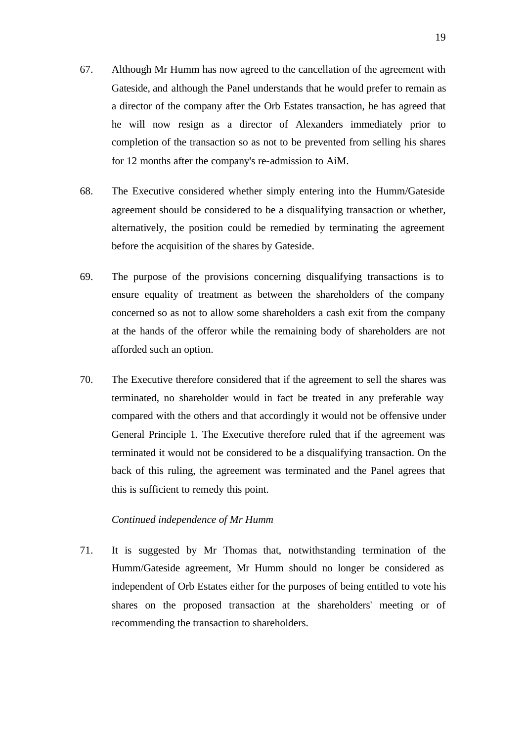67. Although Mr Humm has now agreed to the cancellation of the agreement with Gateside, and although the Panel understands that he would prefer to remain as a director of the company after the Orb Estates transaction, he has agreed that he will now resign as a director of Alexanders immediately prior to completion of the transaction so as not to be prevented from selling his shares for 12 months after the company's re-admission to AiM.

68. The Executive considered whether simply entering into the Humm/Gateside agreement should be considered to be a disqualifying transaction or whether, alternatively, the position could be remedied by terminating the agreement before the acquisition of the shares by Gateside.

69. The purpose of the provisions concerning disqualifying transactions is to ensure equality of treatment as between the shareholders of the company concerned so as not to allow some shareholders a cash exit from the company at the hands of the offeror while the remaining body of shareholders are not afforded such an option.

70. The Executive therefore considered that if the agreement to sell the shares was terminated, no shareholder would in fact be treated in any preferable way compared with the others and that accordingly it would not be offensive under General Principle 1. The Executive therefore ruled that if the agreement was terminated it would not be considered to be a disqualifying transaction. On the back of this ruling, the agreement was terminated and the Panel agrees that this is sufficient to remedy this point.

*Continued independence of Mr Humm*

71. It is suggested by Mr Thomas that, notwithstanding termination of the Humm/Gateside agreement, Mr Humm should no longer be considered as independent of Orb Estates either for the purposes of being entitled to vote his shares on the proposed transaction at the shareholders' meeting or of recommending the transaction to shareholders.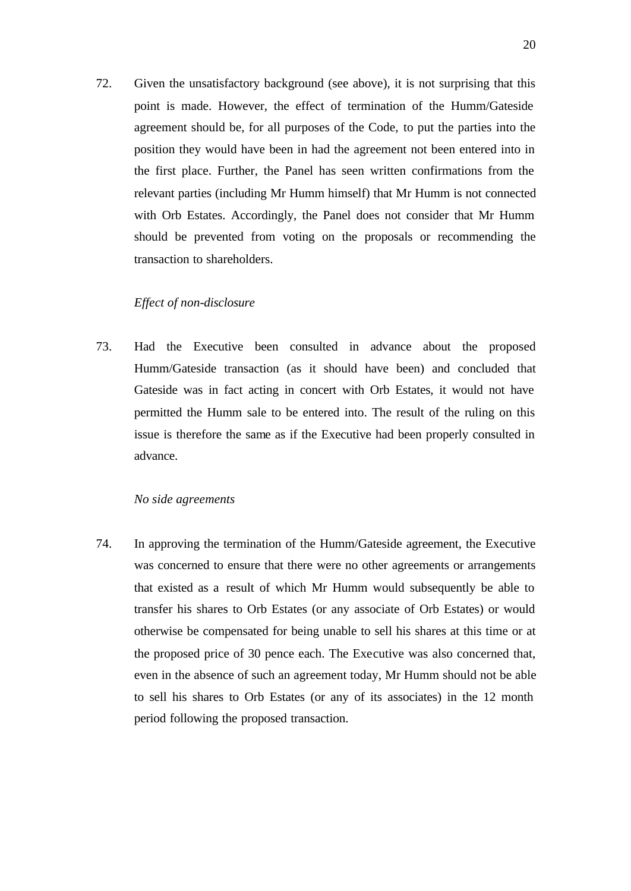72. Given the unsatisfactory background (see above), it is not surprising that this point is made. However, the effect of termination of the Humm/Gateside agreement should be, for all purposes of the Code, to put the parties into the position they would have been in had the agreement not been entered into in the first place. Further, the Panel has seen written confirmations from the relevant parties (including Mr Humm himself) that Mr Humm is not connected with Orb Estates. Accordingly, the Panel does not consider that Mr Humm should be prevented from voting on the proposals or recommending the transaction to shareholders.

*Effect of non-disclosure*

73. Had the Executive been consulted in advance about the proposed Humm/Gateside transaction (as it should have been) and concluded that Gateside was in fact acting in concert with Orb Estates, it would not have permitted the Humm sale to be entered into. The result of the ruling on this issue is therefore the same as if the Executive had been properly consulted in advance.

*No side agreements*

74. In approving the termination of the Humm/Gateside agreement, the Executive was concerned to ensure that there were no other agreements or arrangements that existed as a result of which Mr Humm would subsequently be able to transfer his shares to Orb Estates (or any associate of Orb Estates) or would otherwise be compensated for being unable to sell his shares at this time or at the proposed price of 30 pence each. The Executive was also concerned that, even in the absence of such an agreement today, Mr Humm should not be able to sell his shares to Orb Estates (or any of its associates) in the 12 month period following the proposed transaction.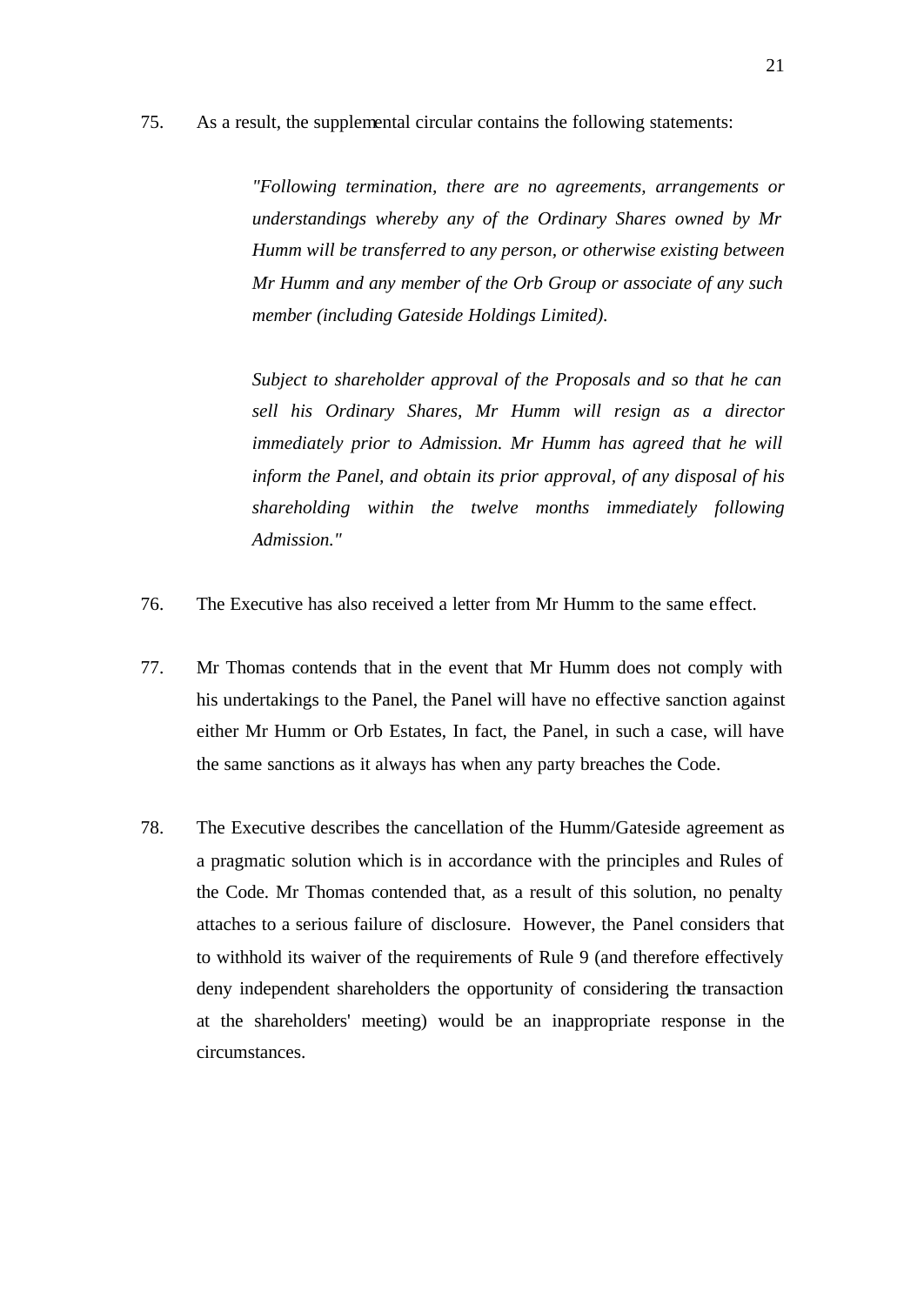75. As a result, the supplemental circular contains the following statements:

> *"Following termination, there are no agreements, arrangements or understandings whereby any of the Ordinary Shares owned by Mr Humm will be transferred to any person, or otherwise existing between Mr Humm and any member of the Orb Group or associate of any such member (including Gateside Holdings Limited).*
>
> *Subject to shareholder approval of the Proposals and so that he can sell his Ordinary Shares, Mr Humm will resign as a director immediately prior to Admission. Mr Humm has agreed that he will inform the Panel, and obtain its prior approval, of any disposal of his shareholding within the twelve months immediately following Admission."*

76. The Executive has also received a letter from Mr Humm to the same effect.

77. Mr Thomas contends that in the event that Mr Humm does not comply with his undertakings to the Panel, the Panel will have no effective sanction against either Mr Humm or Orb Estates, In fact, the Panel, in such a case, will have the same sanctions as it always has when any party breaches the Code.

78. The Executive describes the cancellation of the Humm/Gateside agreement as a pragmatic solution which is in accordance with the principles and Rules of the Code. Mr Thomas contended that, as a result of this solution, no penalty attaches to a serious failure of disclosure. However, the Panel considers that to withhold its waiver of the requirements of Rule 9 (and therefore effectively deny independent shareholders the opportunity of considering the transaction at the shareholders' meeting) would be an inappropriate response in the circumstances.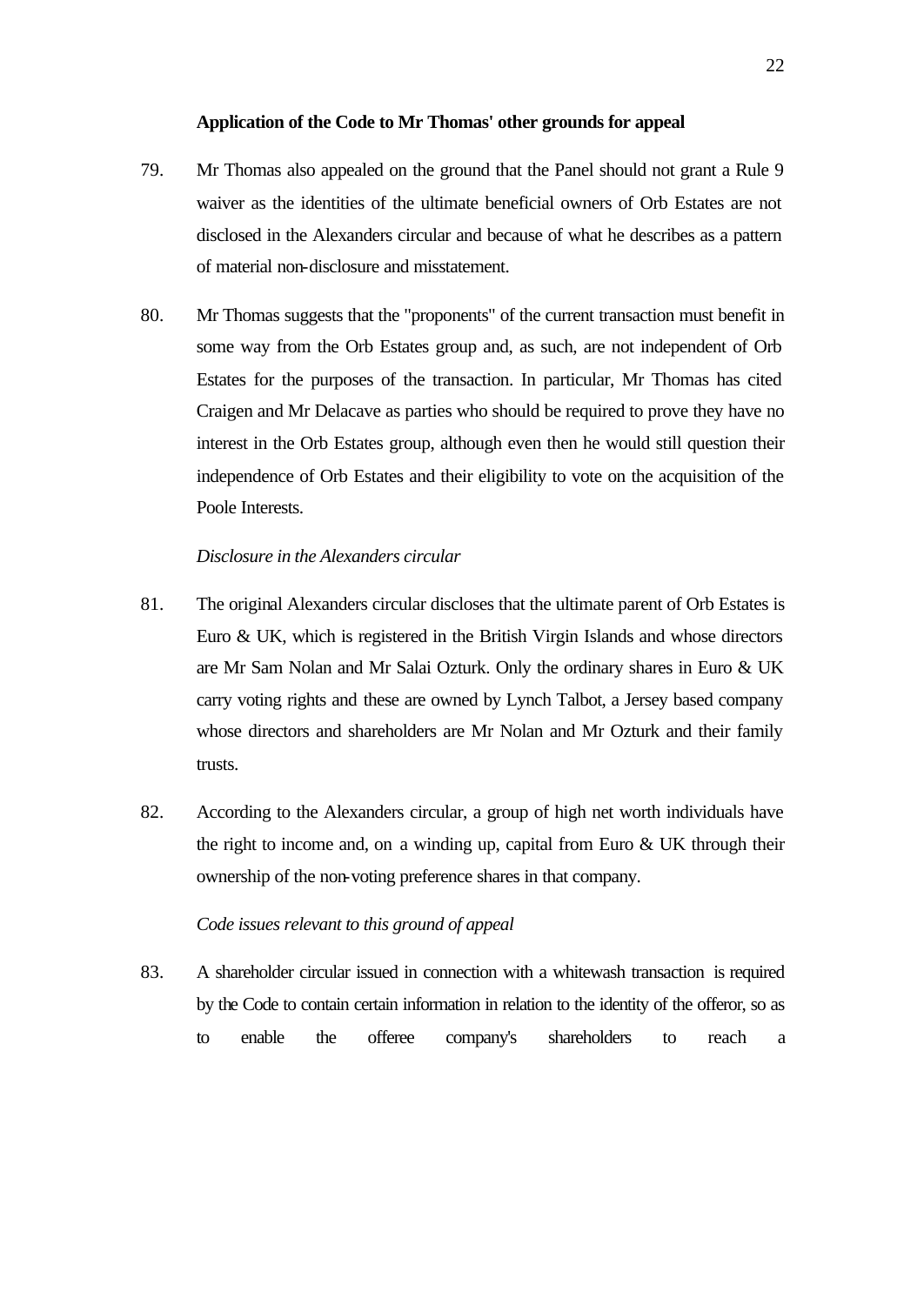**Application of the Code to Mr Thomas' other grounds for appeal**

79. Mr Thomas also appealed on the ground that the Panel should not grant a Rule 9 waiver as the identities of the ultimate beneficial owners of Orb Estates are not disclosed in the Alexanders circular and because of what he describes as a pattern of material non-disclosure and misstatement.

80. Mr Thomas suggests that the "proponents" of the current transaction must benefit in some way from the Orb Estates group and, as such, are not independent of Orb Estates for the purposes of the transaction. In particular, Mr Thomas has cited Craigen and Mr Delacave as parties who should be required to prove they have no interest in the Orb Estates group, although even then he would still question their independence of Orb Estates and their eligibility to vote on the acquisition of the Poole Interests.

*Disclosure in the Alexanders circular*

81. The original Alexanders circular discloses that the ultimate parent of Orb Estates is Euro & UK, which is registered in the British Virgin Islands and whose directors are Mr Sam Nolan and Mr Salai Ozturk. Only the ordinary shares in Euro & UK carry voting rights and these are owned by Lynch Talbot, a Jersey based company whose directors and shareholders are Mr Nolan and Mr Ozturk and their family trusts.

82. According to the Alexanders circular, a group of high net worth individuals have the right to income and, on a winding up, capital from Euro & UK through their ownership of the non-voting preference shares in that company.

*Code issues relevant to this ground of appeal*

83. A shareholder circular issued in connection with a whitewash transaction is required by the Code to contain certain information in relation to the identity of the offeror, so as to enable the offeree company's shareholders to reach a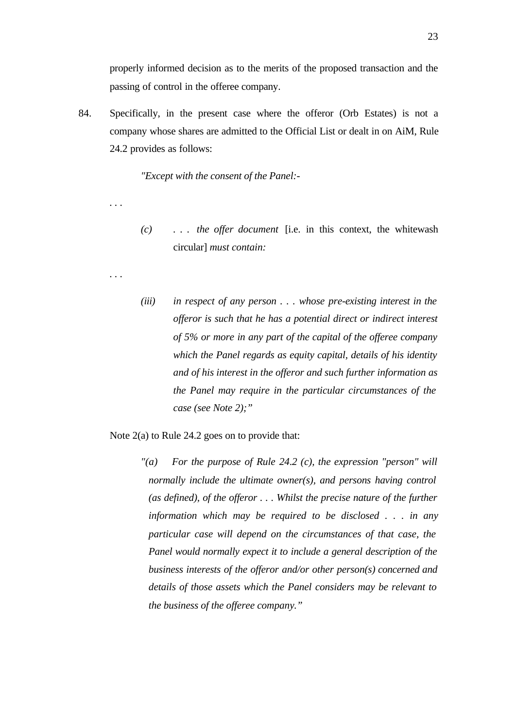properly informed decision as to the merits of the proposed transaction and the passing of control in the offeree company.

84. Specifically, in the present case where the offeror (Orb Estates) is not a company whose shares are admitted to the Official List or dealt in on AiM, Rule 24.2 provides as follows:

> *"Except with the consent of the Panel:-*

. . .

> *(c)* . . . *the offer document* [i.e. in this context, the whitewash circular] *must contain:*

. . .

> *(iii) in respect of any person . . . whose pre-existing interest in the offeror is such that he has a potential direct or indirect interest of 5% or more in any part of the capital of the offeree company which the Panel regards as equity capital, details of his identity and of his interest in the offeror and such further information as the Panel may require in the particular circumstances of the case (see Note 2);"*

Note 2(a) to Rule 24.2 goes on to provide that:

> *"(a) For the purpose of Rule 24.2 (c), the expression "person" will normally include the ultimate owner(s), and persons having control (as defined), of the offeror . . . Whilst the precise nature of the further information which may be required to be disclosed . . . in any particular case will depend on the circumstances of that case, the Panel would normally expect it to include a general description of the business interests of the offeror and/or other person(s) concerned and details of those assets which the Panel considers may be relevant to the business of the offeree company."*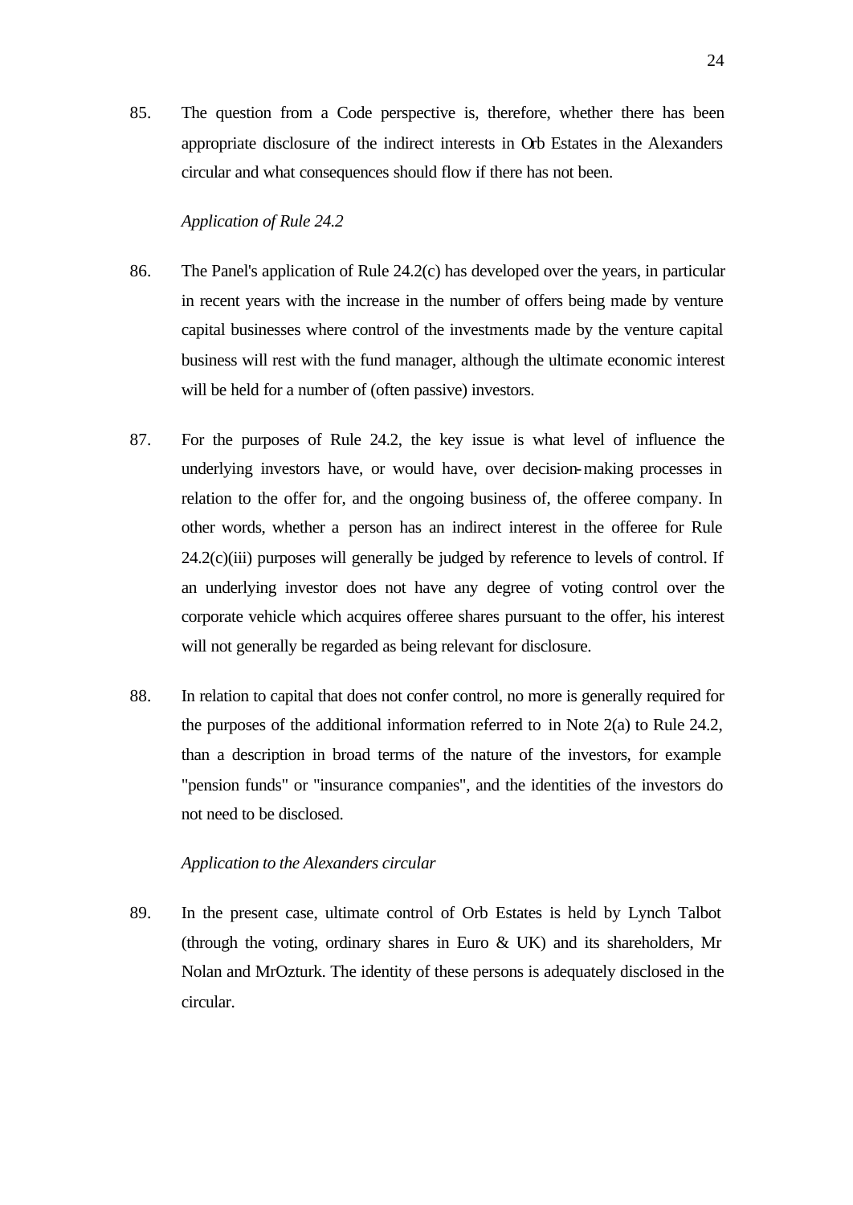85. The question from a Code perspective is, therefore, whether there has been appropriate disclosure of the indirect interests in Orb Estates in the Alexanders circular and what consequences should flow if there has not been.

*Application of Rule 24.2*

86. The Panel's application of Rule 24.2(c) has developed over the years, in particular in recent years with the increase in the number of offers being made by venture capital businesses where control of the investments made by the venture capital business will rest with the fund manager, although the ultimate economic interest will be held for a number of (often passive) investors.

87. For the purposes of Rule 24.2, the key issue is what level of influence the underlying investors have, or would have, over decision-making processes in relation to the offer for, and the ongoing business of, the offeree company. In other words, whether a person has an indirect interest in the offeree for Rule 24.2(c)(iii) purposes will generally be judged by reference to levels of control. If an underlying investor does not have any degree of voting control over the corporate vehicle which acquires offeree shares pursuant to the offer, his interest will not generally be regarded as being relevant for disclosure.

88. In relation to capital that does not confer control, no more is generally required for the purposes of the additional information referred to in Note 2(a) to Rule 24.2, than a description in broad terms of the nature of the investors, for example "pension funds" or "insurance companies", and the identities of the investors do not need to be disclosed.

*Application to the Alexanders circular*

89. In the present case, ultimate control of Orb Estates is held by Lynch Talbot (through the voting, ordinary shares in Euro & UK) and its shareholders, Mr Nolan and MrOzturk. The identity of these persons is adequately disclosed in the circular.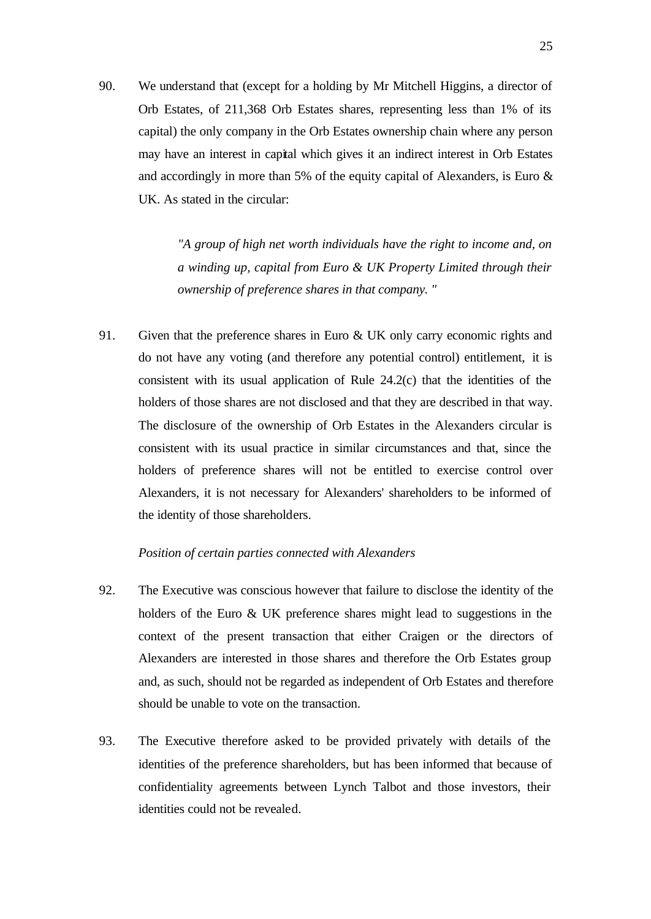90. We understand that (except for a holding by Mr Mitchell Higgins, a director of Orb Estates, of 211,368 Orb Estates shares, representing less than 1% of its capital) the only company in the Orb Estates ownership chain where any person may have an interest in capital which gives it an indirect interest in Orb Estates and accordingly in more than 5% of the equity capital of Alexanders, is Euro & UK. As stated in the circular:

> *"A group of high net worth individuals have the right to income and, on a winding up, capital from Euro & UK Property Limited through their ownership of preference shares in that company. "*

91. Given that the preference shares in Euro & UK only carry economic rights and do not have any voting (and therefore any potential control) entitlement, it is consistent with its usual application of Rule 24.2(c) that the identities of the holders of those shares are not disclosed and that they are described in that way. The disclosure of the ownership of Orb Estates in the Alexanders circular is consistent with its usual practice in similar circumstances and that, since the holders of preference shares will not be entitled to exercise control over Alexanders, it is not necessary for Alexanders' shareholders to be informed of the identity of those shareholders.

*Position of certain parties connected with Alexanders*

92. The Executive was conscious however that failure to disclose the identity of the holders of the Euro & UK preference shares might lead to suggestions in the context of the present transaction that either Craigen or the directors of Alexanders are interested in those shares and therefore the Orb Estates group and, as such, should not be regarded as independent of Orb Estates and therefore should be unable to vote on the transaction.

93. The Executive therefore asked to be provided privately with details of the identities of the preference shareholders, but has been informed that because of confidentiality agreements between Lynch Talbot and those investors, their identities could not be revealed.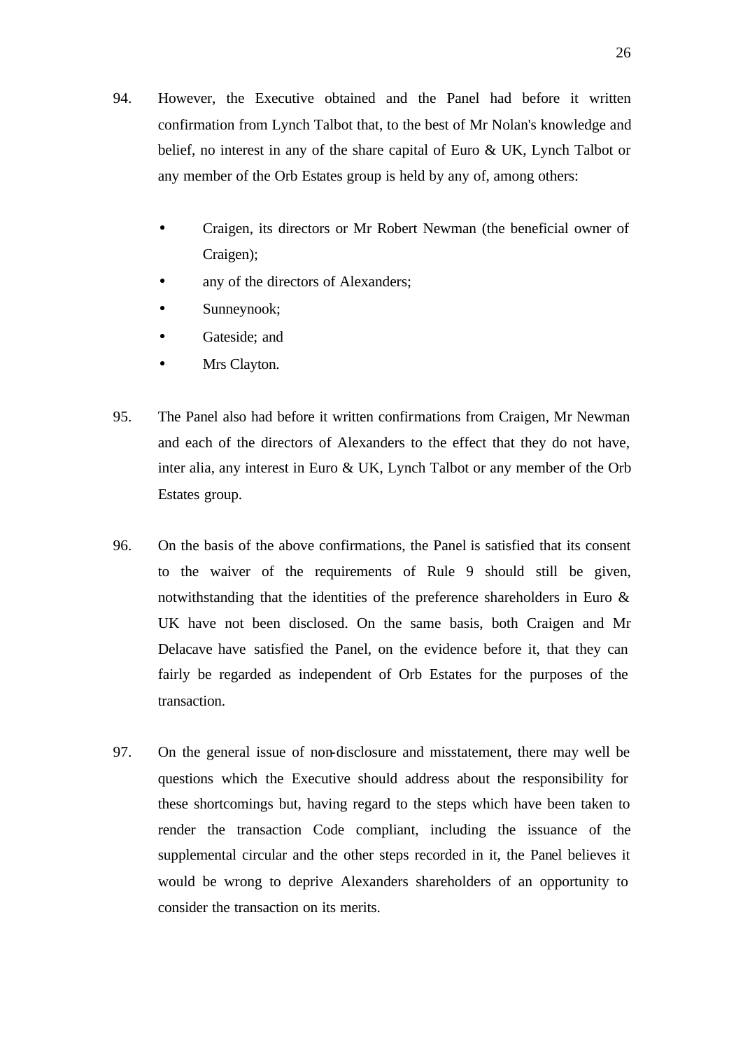94. However, the Executive obtained and the Panel had before it written confirmation from Lynch Talbot that, to the best of Mr Nolan's knowledge and belief, no interest in any of the share capital of Euro & UK, Lynch Talbot or any member of the Orb Estates group is held by any of, among others:

- Craigen, its directors or Mr Robert Newman (the beneficial owner of Craigen);
- any of the directors of Alexanders;
- Sunneynook;
- Gateside; and
- Mrs Clayton.

95. The Panel also had before it written confirmations from Craigen, Mr Newman and each of the directors of Alexanders to the effect that they do not have, inter alia, any interest in Euro & UK, Lynch Talbot or any member of the Orb Estates group.

96. On the basis of the above confirmations, the Panel is satisfied that its consent to the waiver of the requirements of Rule 9 should still be given, notwithstanding that the identities of the preference shareholders in Euro & UK have not been disclosed. On the same basis, both Craigen and Mr Delacave have satisfied the Panel, on the evidence before it, that they can fairly be regarded as independent of Orb Estates for the purposes of the transaction.

97. On the general issue of non-disclosure and misstatement, there may well be questions which the Executive should address about the responsibility for these shortcomings but, having regard to the steps which have been taken to render the transaction Code compliant, including the issuance of the supplemental circular and the other steps recorded in it, the Panel believes it would be wrong to deprive Alexanders shareholders of an opportunity to consider the transaction on its merits.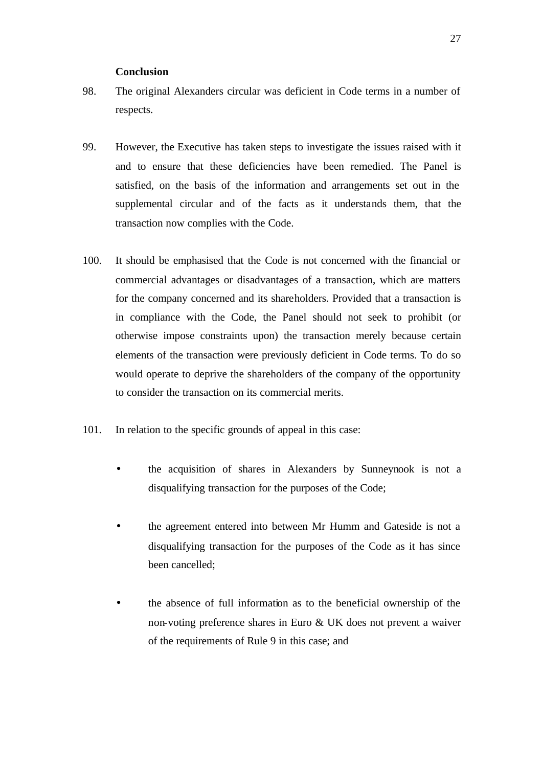**Conclusion**

98. The original Alexanders circular was deficient in Code terms in a number of respects.

99. However, the Executive has taken steps to investigate the issues raised with it and to ensure that these deficiencies have been remedied. The Panel is satisfied, on the basis of the information and arrangements set out in the supplemental circular and of the facts as it understands them, that the transaction now complies with the Code.

100. It should be emphasised that the Code is not concerned with the financial or commercial advantages or disadvantages of a transaction, which are matters for the company concerned and its shareholders. Provided that a transaction is in compliance with the Code, the Panel should not seek to prohibit (or otherwise impose constraints upon) the transaction merely because certain elements of the transaction were previously deficient in Code terms. To do so would operate to deprive the shareholders of the company of the opportunity to consider the transaction on its commercial merits.

101. In relation to the specific grounds of appeal in this case:

- the acquisition of shares in Alexanders by Sunneynook is not a disqualifying transaction for the purposes of the Code;

- the agreement entered into between Mr Humm and Gateside is not a disqualifying transaction for the purposes of the Code as it has since been cancelled;

- the absence of full information as to the beneficial ownership of the non-voting preference shares in Euro & UK does not prevent a waiver of the requirements of Rule 9 in this case; and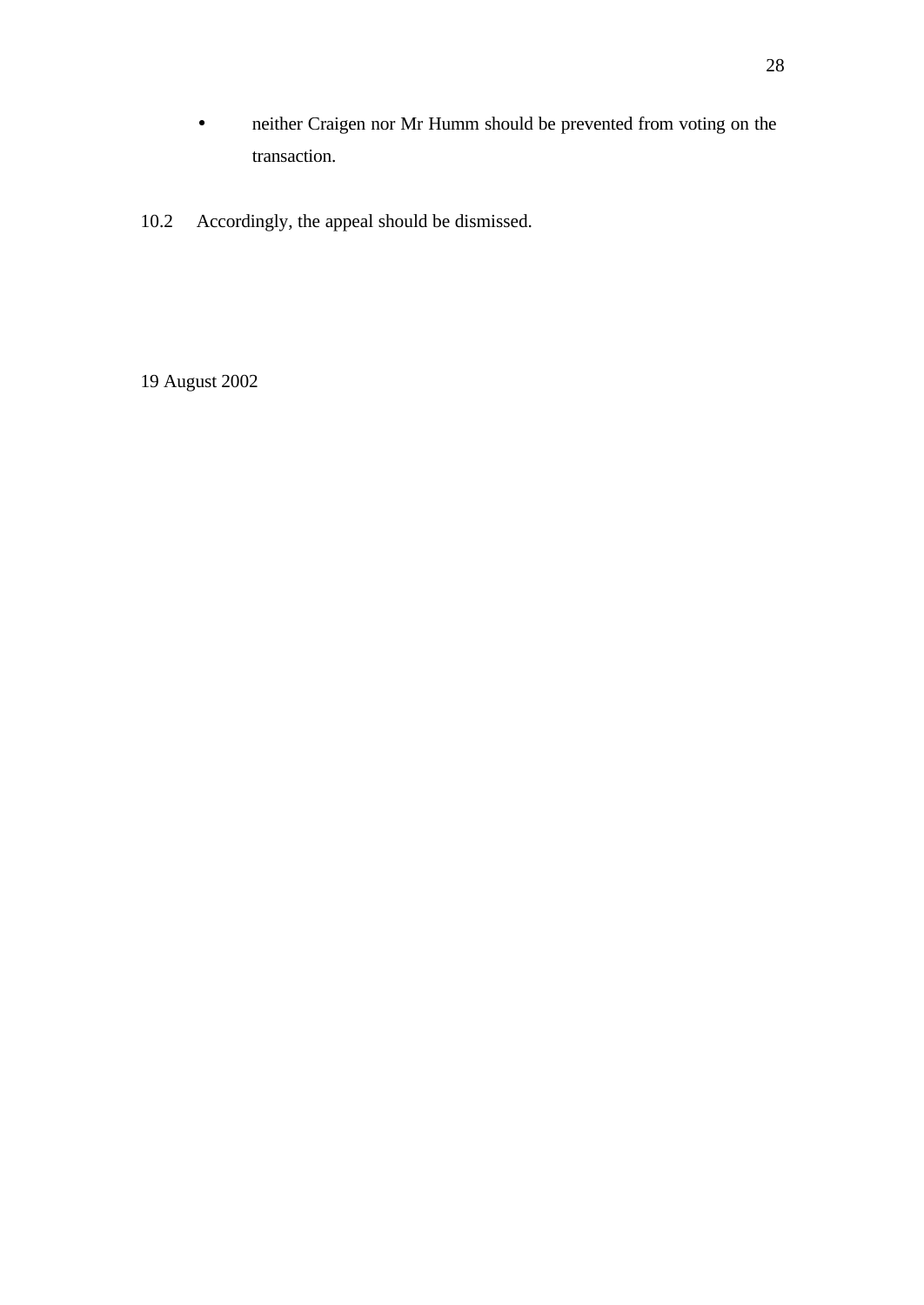- neither Craigen nor Mr Humm should be prevented from voting on the transaction.

10.2 Accordingly, the appeal should be dismissed.

19 August 2002